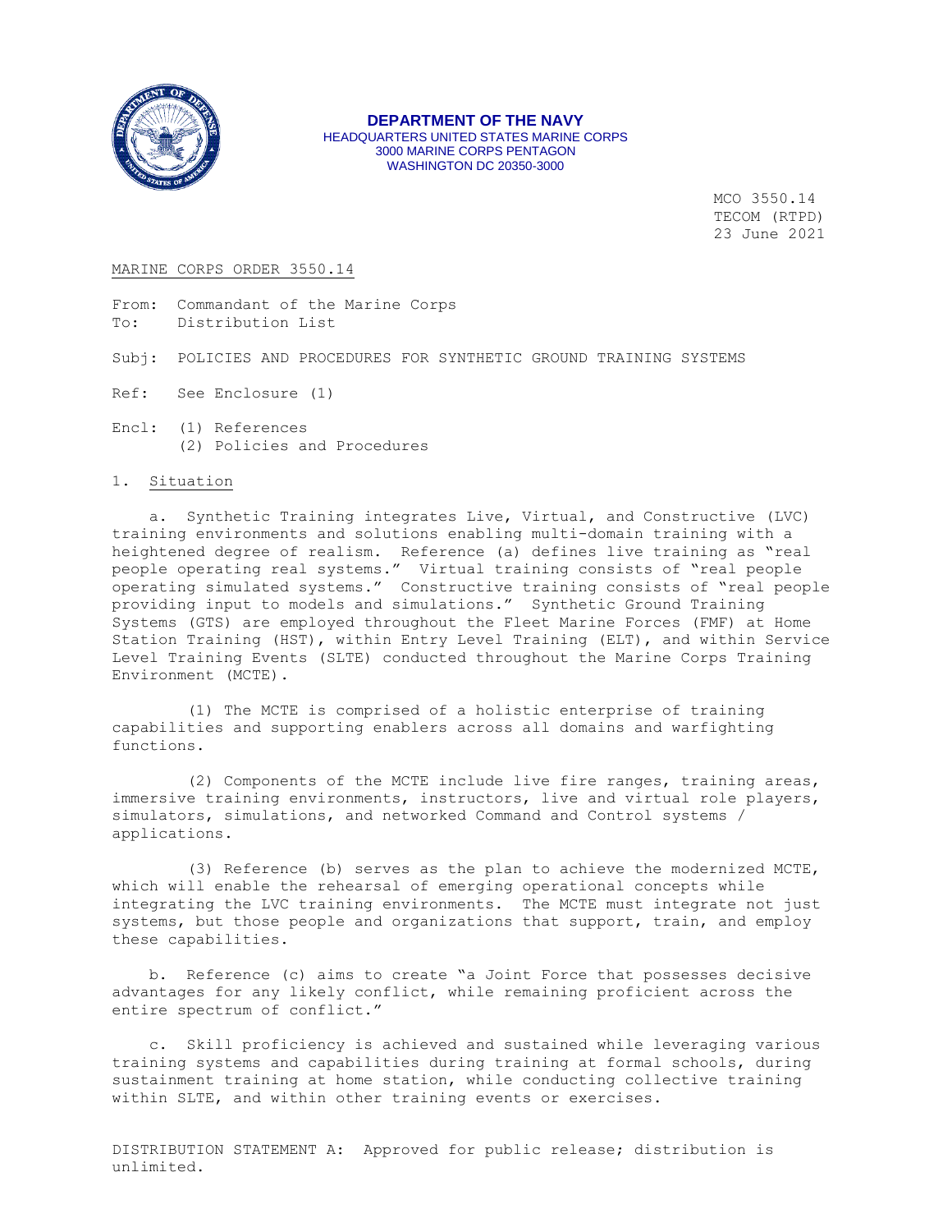**DEPARTMENT OF THE NAVY**
HEADQUARTERS UNITED STATES MARINE CORPS
3000 MARINE CORPS PENTAGON
WASHINGTON DC 20350-3000

MCO 3550.14
TECOM (RTPD)
23 June 2021

MARINE CORPS ORDER 3550.14

From: Commandant of the Marine Corps
To: Distribution List

Subj: POLICIES AND PROCEDURES FOR SYNTHETIC GROUND TRAINING SYSTEMS

Ref: See Enclosure (1)

Encl: (1) References
(2) Policies and Procedures

1. Situation

a. Synthetic Training integrates Live, Virtual, and Constructive (LVC) training environments and solutions enabling multi-domain training with a heightened degree of realism. Reference (a) defines live training as "real people operating real systems." Virtual training consists of "real people operating simulated systems." Constructive training consists of "real people providing input to models and simulations." Synthetic Ground Training Systems (GTS) are employed throughout the Fleet Marine Forces (FMF) at Home Station Training (HST), within Entry Level Training (ELT), and within Service Level Training Events (SLTE) conducted throughout the Marine Corps Training Environment (MCTE).

(1) The MCTE is comprised of a holistic enterprise of training capabilities and supporting enablers across all domains and warfighting functions.

(2) Components of the MCTE include live fire ranges, training areas, immersive training environments, instructors, live and virtual role players, simulators, simulations, and networked Command and Control systems / applications.

(3) Reference (b) serves as the plan to achieve the modernized MCTE, which will enable the rehearsal of emerging operational concepts while integrating the LVC training environments. The MCTE must integrate not just systems, but those people and organizations that support, train, and employ these capabilities.

b. Reference (c) aims to create "a Joint Force that possesses decisive advantages for any likely conflict, while remaining proficient across the entire spectrum of conflict."

c. Skill proficiency is achieved and sustained while leveraging various training systems and capabilities during training at formal schools, during sustainment training at home station, while conducting collective training within SLTE, and within other training events or exercises.

DISTRIBUTION STATEMENT A: Approved for public release; distribution is unlimited.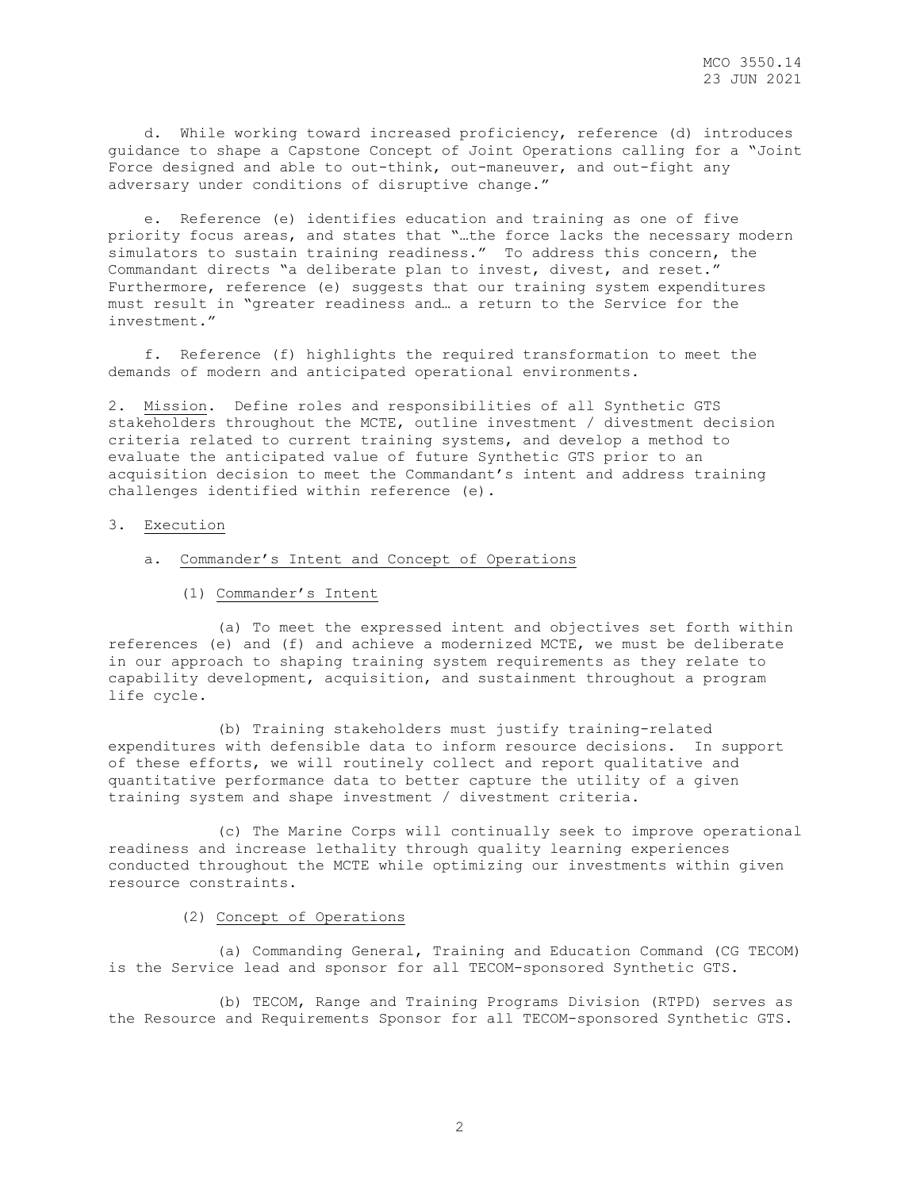d. While working toward increased proficiency, reference (d) introduces guidance to shape a Capstone Concept of Joint Operations calling for a "Joint Force designed and able to out-think, out-maneuver, and out-fight any adversary under conditions of disruptive change."

e. Reference (e) identifies education and training as one of five priority focus areas, and states that "…the force lacks the necessary modern simulators to sustain training readiness." To address this concern, the Commandant directs "a deliberate plan to invest, divest, and reset." Furthermore, reference (e) suggests that our training system expenditures must result in "greater readiness and… a return to the Service for the investment."

f. Reference (f) highlights the required transformation to meet the demands of modern and anticipated operational environments.

2. Mission. Define roles and responsibilities of all Synthetic GTS stakeholders throughout the MCTE, outline investment / divestment decision criteria related to current training systems, and develop a method to evaluate the anticipated value of future Synthetic GTS prior to an acquisition decision to meet the Commandant's intent and address training challenges identified within reference (e).

3. Execution

a. Commander's Intent and Concept of Operations

(1) Commander's Intent

(a) To meet the expressed intent and objectives set forth within references (e) and (f) and achieve a modernized MCTE, we must be deliberate in our approach to shaping training system requirements as they relate to capability development, acquisition, and sustainment throughout a program life cycle.

(b) Training stakeholders must justify training-related expenditures with defensible data to inform resource decisions. In support of these efforts, we will routinely collect and report qualitative and quantitative performance data to better capture the utility of a given training system and shape investment / divestment criteria.

(c) The Marine Corps will continually seek to improve operational readiness and increase lethality through quality learning experiences conducted throughout the MCTE while optimizing our investments within given resource constraints.

(2) Concept of Operations

(a) Commanding General, Training and Education Command (CG TECOM) is the Service lead and sponsor for all TECOM-sponsored Synthetic GTS.

(b) TECOM, Range and Training Programs Division (RTPD) serves as the Resource and Requirements Sponsor for all TECOM-sponsored Synthetic GTS.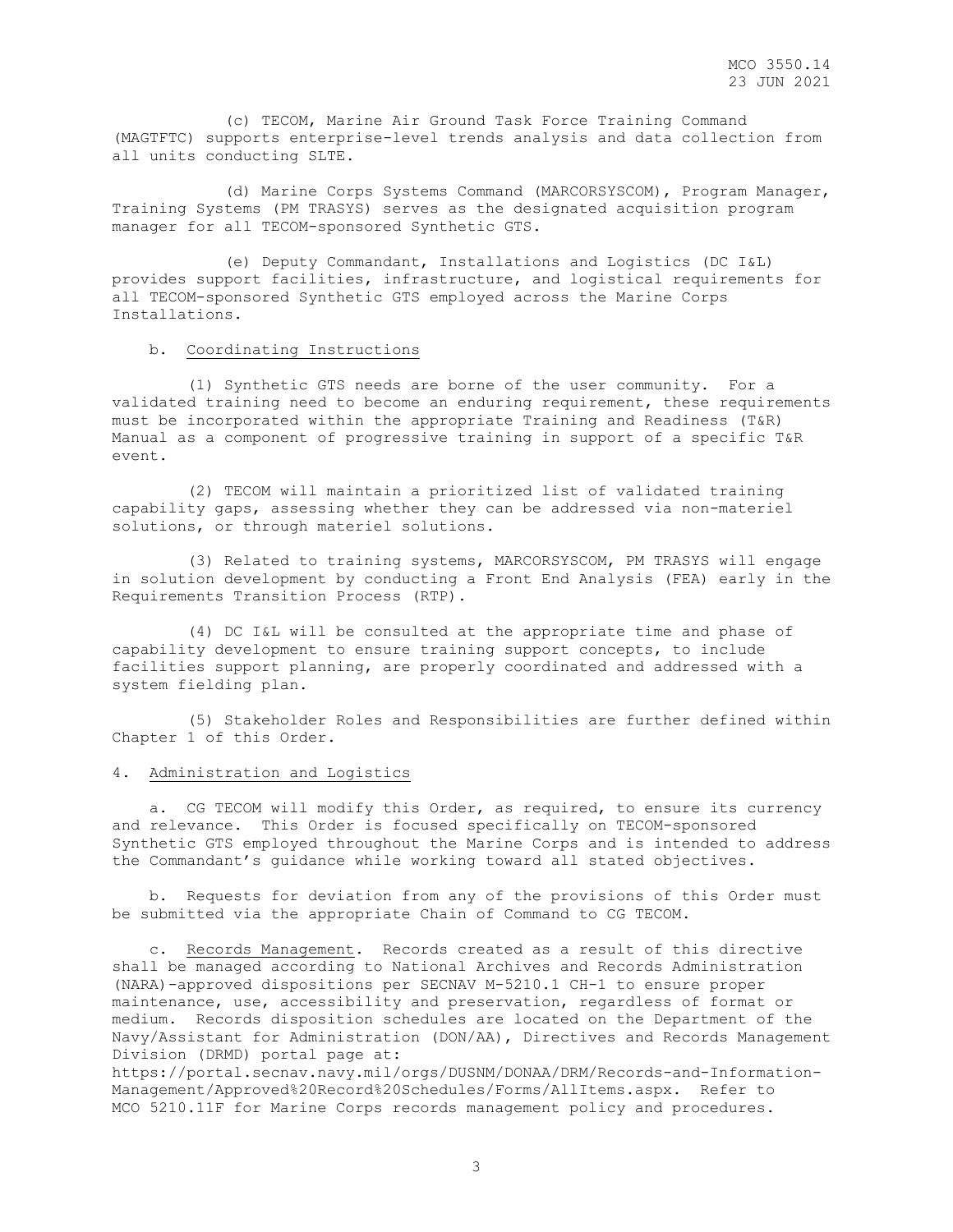(c) TECOM, Marine Air Ground Task Force Training Command (MAGTFTC) supports enterprise-level trends analysis and data collection from all units conducting SLTE.

(d) Marine Corps Systems Command (MARCORSYSCOM), Program Manager, Training Systems (PM TRASYS) serves as the designated acquisition program manager for all TECOM-sponsored Synthetic GTS.

(e) Deputy Commandant, Installations and Logistics (DC I&L) provides support facilities, infrastructure, and logistical requirements for all TECOM-sponsored Synthetic GTS employed across the Marine Corps Installations.

b. Coordinating Instructions

(1) Synthetic GTS needs are borne of the user community. For a validated training need to become an enduring requirement, these requirements must be incorporated within the appropriate Training and Readiness (T&R) Manual as a component of progressive training in support of a specific T&R event.

(2) TECOM will maintain a prioritized list of validated training capability gaps, assessing whether they can be addressed via non-materiel solutions, or through materiel solutions.

(3) Related to training systems, MARCORSYSCOM, PM TRASYS will engage in solution development by conducting a Front End Analysis (FEA) early in the Requirements Transition Process (RTP).

(4) DC I&L will be consulted at the appropriate time and phase of capability development to ensure training support concepts, to include facilities support planning, are properly coordinated and addressed with a system fielding plan.

(5) Stakeholder Roles and Responsibilities are further defined within Chapter 1 of this Order.

4. Administration and Logistics

a. CG TECOM will modify this Order, as required, to ensure its currency and relevance. This Order is focused specifically on TECOM-sponsored Synthetic GTS employed throughout the Marine Corps and is intended to address the Commandant's guidance while working toward all stated objectives.

b. Requests for deviation from any of the provisions of this Order must be submitted via the appropriate Chain of Command to CG TECOM.

c. Records Management. Records created as a result of this directive shall be managed according to National Archives and Records Administration (NARA)-approved dispositions per SECNAV M-5210.1 CH-1 to ensure proper maintenance, use, accessibility and preservation, regardless of format or medium. Records disposition schedules are located on the Department of the Navy/Assistant for Administration (DON/AA), Directives and Records Management Division (DRMD) portal page at: https://portal.secnav.navy.mil/orgs/DUSNM/DONAA/DRM/Records-and-Information-Management/Approved%20Record%20Schedules/Forms/AllItems.aspx. Refer to MCO 5210.11F for Marine Corps records management policy and procedures.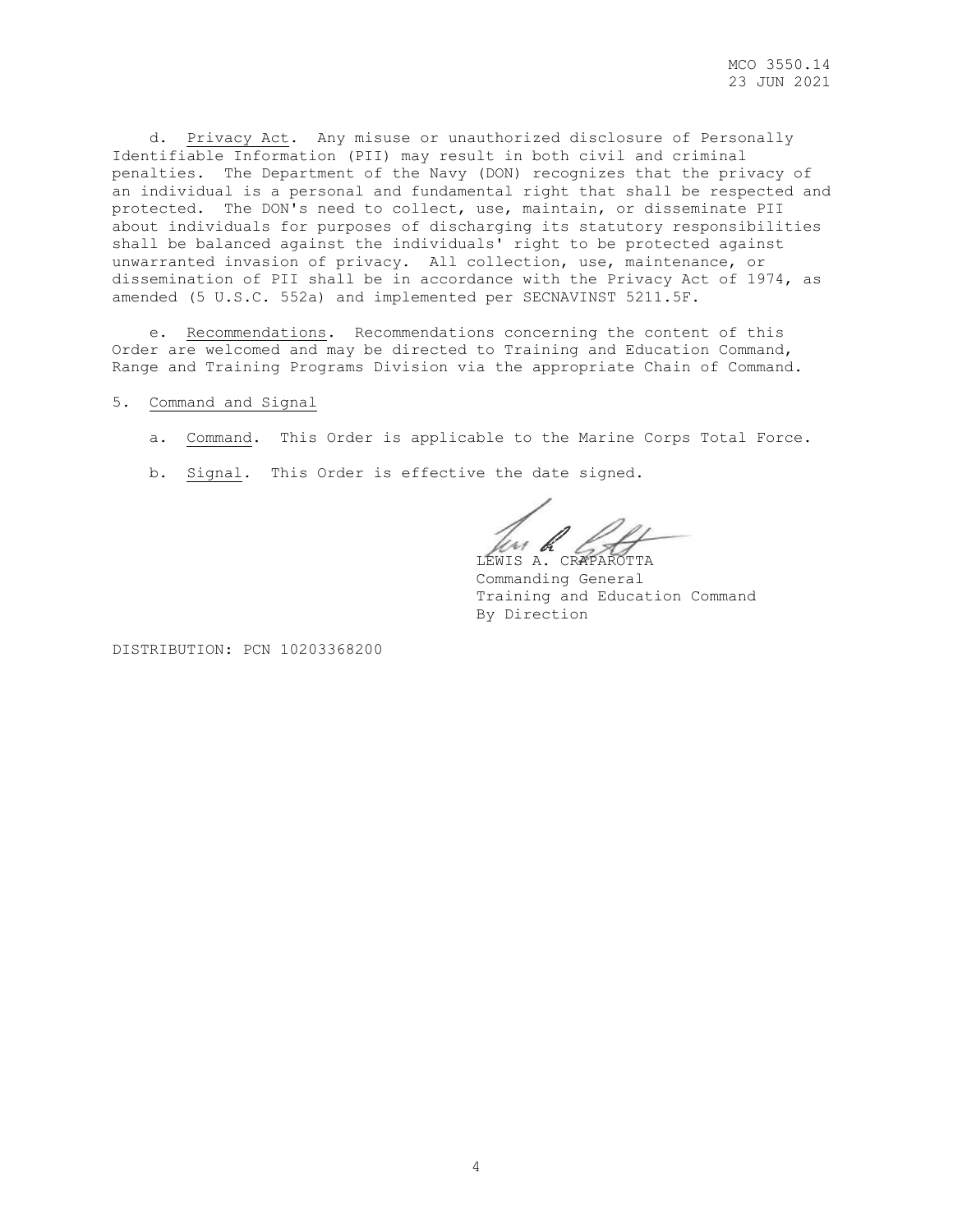d. Privacy Act. Any misuse or unauthorized disclosure of Personally Identifiable Information (PII) may result in both civil and criminal penalties. The Department of the Navy (DON) recognizes that the privacy of an individual is a personal and fundamental right that shall be respected and protected. The DON's need to collect, use, maintain, or disseminate PII about individuals for purposes of discharging its statutory responsibilities shall be balanced against the individuals' right to be protected against unwarranted invasion of privacy. All collection, use, maintenance, or dissemination of PII shall be in accordance with the Privacy Act of 1974, as amended (5 U.S.C. 552a) and implemented per SECNAVINST 5211.5F.

e. Recommendations. Recommendations concerning the content of this Order are welcomed and may be directed to Training and Education Command, Range and Training Programs Division via the appropriate Chain of Command.

5. Command and Signal

a. Command. This Order is applicable to the Marine Corps Total Force.

b. Signal. This Order is effective the date signed.

LEWIS A. CRAPAROTTA
Commanding General
Training and Education Command
By Direction

DISTRIBUTION: PCN 10203368200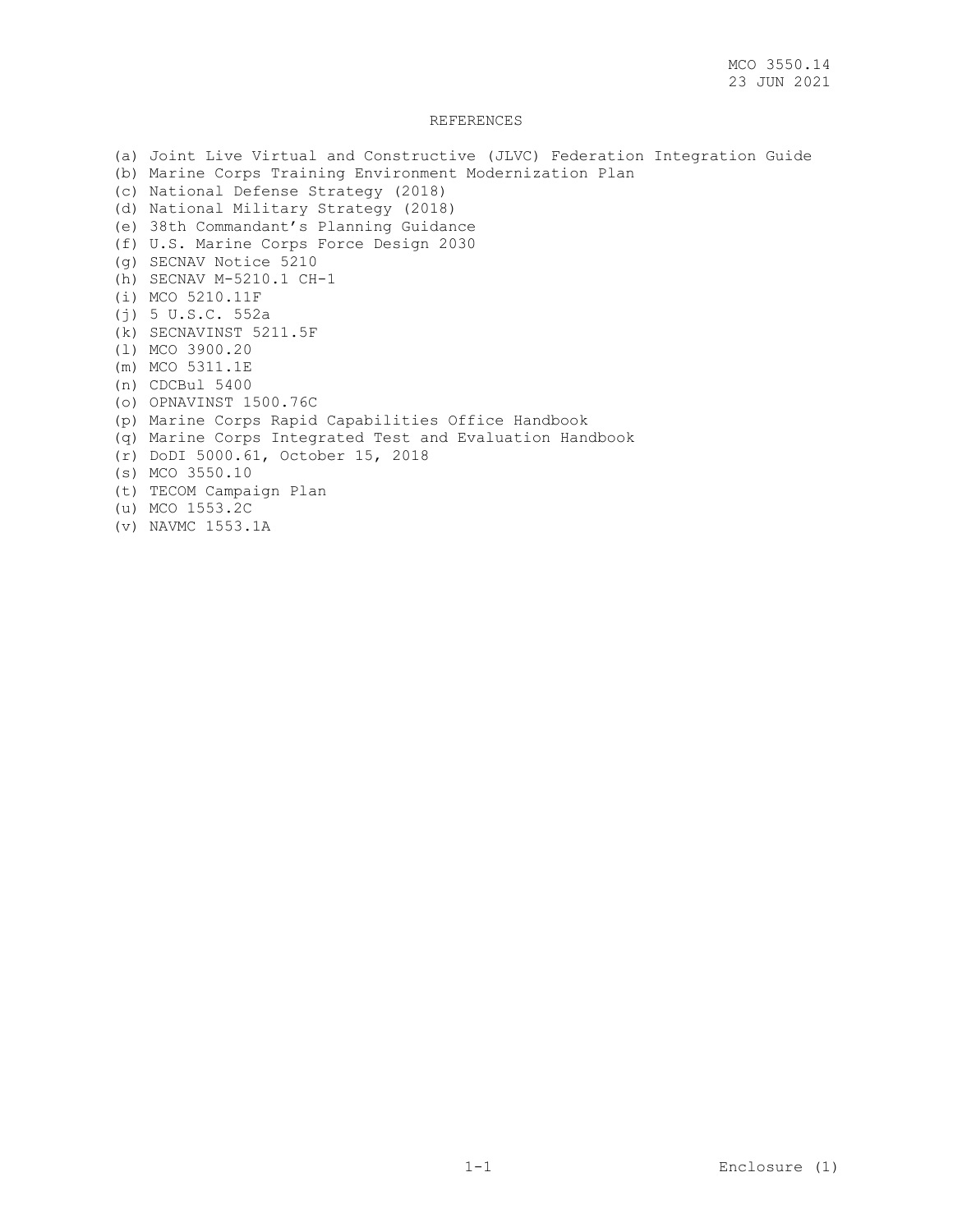# REFERENCES

(a) Joint Live Virtual and Constructive (JLVC) Federation Integration Guide
(b) Marine Corps Training Environment Modernization Plan
(c) National Defense Strategy (2018)
(d) National Military Strategy (2018)
(e) 38th Commandant's Planning Guidance
(f) U.S. Marine Corps Force Design 2030
(g) SECNAV Notice 5210
(h) SECNAV M-5210.1 CH-1
(i) MCO 5210.11F
(j) 5 U.S.C. 552a
(k) SECNAVINST 5211.5F
(l) MCO 3900.20
(m) MCO 5311.1E
(n) CDCBul 5400
(o) OPNAVINST 1500.76C
(p) Marine Corps Rapid Capabilities Office Handbook
(q) Marine Corps Integrated Test and Evaluation Handbook
(r) DoDI 5000.61, October 15, 2018
(s) MCO 3550.10
(t) TECOM Campaign Plan
(u) MCO 1553.2C
(v) NAVMC 1553.1A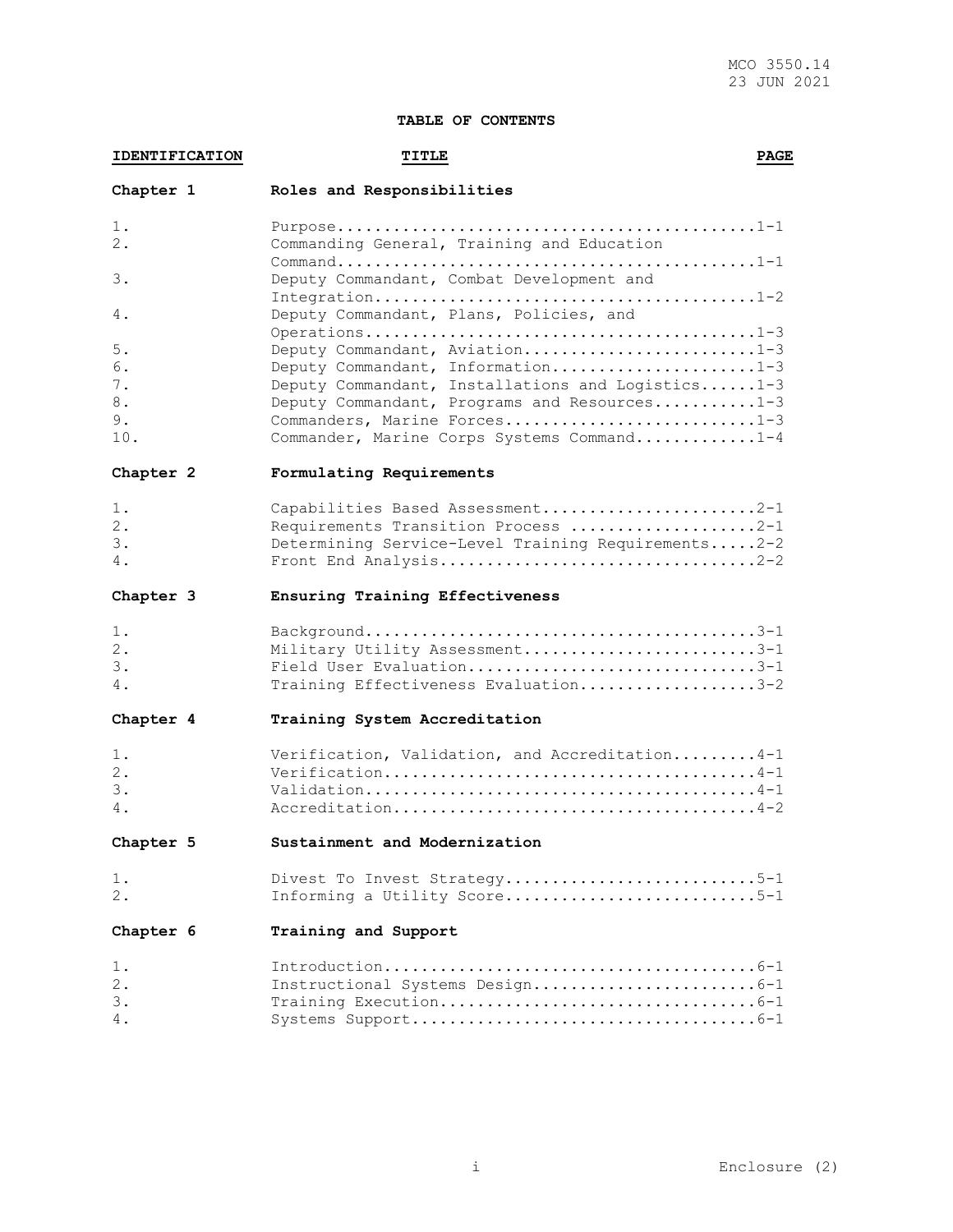**TABLE OF CONTENTS**

| IDENTIFICATION | TITLE | PAGE |
|---|---|---|
| **Chapter 1** | **Roles and Responsibilities** | |
| 1. | Purpose | 1-1 |
| 2. | Commanding General, Training and Education Command | 1-1 |
| 3. | Deputy Commandant, Combat Development and Integration | 1-2 |
| 4. | Deputy Commandant, Plans, Policies, and Operations | 1-3 |
| 5. | Deputy Commandant, Aviation | 1-3 |
| 6. | Deputy Commandant, Information | 1-3 |
| 7. | Deputy Commandant, Installations and Logistics | 1-3 |
| 8. | Deputy Commandant, Programs and Resources | 1-3 |
| 9. | Commanders, Marine Forces | 1-3 |
| 10. | Commander, Marine Corps Systems Command | 1-4 |
| **Chapter 2** | **Formulating Requirements** | |
| 1. | Capabilities Based Assessment | 2-1 |
| 2. | Requirements Transition Process | 2-1 |
| 3. | Determining Service-Level Training Requirements | 2-2 |
| 4. | Front End Analysis | 2-2 |
| **Chapter 3** | **Ensuring Training Effectiveness** | |
| 1. | Background | 3-1 |
| 2. | Military Utility Assessment | 3-1 |
| 3. | Field User Evaluation | 3-1 |
| 4. | Training Effectiveness Evaluation | 3-2 |
| **Chapter 4** | **Training System Accreditation** | |
| 1. | Verification, Validation, and Accreditation | 4-1 |
| 2. | Verification | 4-1 |
| 3. | Validation | 4-1 |
| 4. | Accreditation | 4-2 |
| **Chapter 5** | **Sustainment and Modernization** | |
| 1. | Divest To Invest Strategy | 5-1 |
| 2. | Informing a Utility Score | 5-1 |
| **Chapter 6** | **Training and Support** | |
| 1. | Introduction | 6-1 |
| 2. | Instructional Systems Design | 6-1 |
| 3. | Training Execution | 6-1 |
| 4. | Systems Support | 6-1 |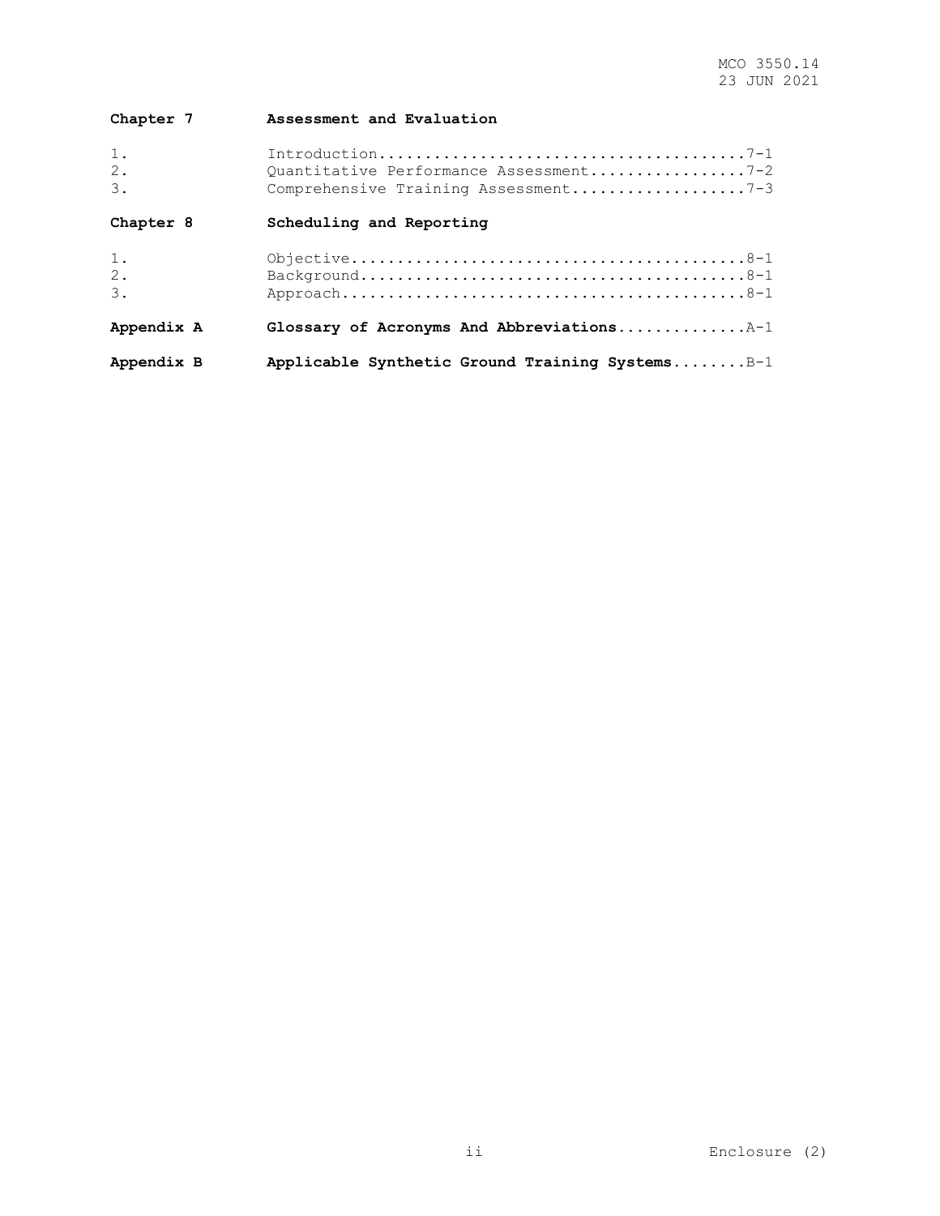**Chapter 7 Assessment and Evaluation**

1. Introduction........................................7-1
2. Quantitative Performance Assessment.................7-2
3. Comprehensive Training Assessment...................7-3

**Chapter 8 Scheduling and Reporting**

1. Objective...........................................8-1
2. Background..........................................8-1
3. Approach............................................8-1

**Appendix A Glossary of Acronyms And Abbreviations**..............A-1

**Appendix B Applicable Synthetic Ground Training Systems**........B-1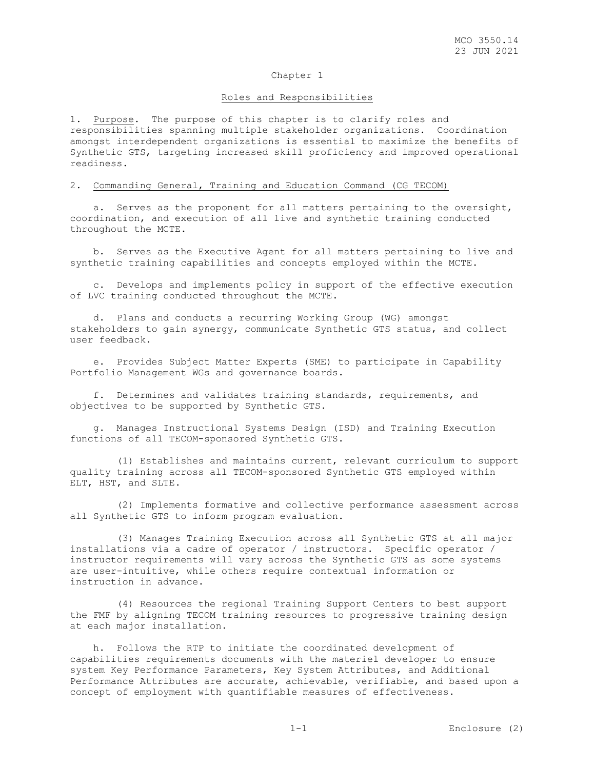# Chapter 1

## Roles and Responsibilities

1. Purpose. The purpose of this chapter is to clarify roles and responsibilities spanning multiple stakeholder organizations. Coordination amongst interdependent organizations is essential to maximize the benefits of Synthetic GTS, targeting increased skill proficiency and improved operational readiness.

2. Commanding General, Training and Education Command (CG TECOM)

a. Serves as the proponent for all matters pertaining to the oversight, coordination, and execution of all live and synthetic training conducted throughout the MCTE.

b. Serves as the Executive Agent for all matters pertaining to live and synthetic training capabilities and concepts employed within the MCTE.

c. Develops and implements policy in support of the effective execution of LVC training conducted throughout the MCTE.

d. Plans and conducts a recurring Working Group (WG) amongst stakeholders to gain synergy, communicate Synthetic GTS status, and collect user feedback.

e. Provides Subject Matter Experts (SME) to participate in Capability Portfolio Management WGs and governance boards.

f. Determines and validates training standards, requirements, and objectives to be supported by Synthetic GTS.

g. Manages Instructional Systems Design (ISD) and Training Execution functions of all TECOM-sponsored Synthetic GTS.

(1) Establishes and maintains current, relevant curriculum to support quality training across all TECOM-sponsored Synthetic GTS employed within ELT, HST, and SLTE.

(2) Implements formative and collective performance assessment across all Synthetic GTS to inform program evaluation.

(3) Manages Training Execution across all Synthetic GTS at all major installations via a cadre of operator / instructors. Specific operator / instructor requirements will vary across the Synthetic GTS as some systems are user-intuitive, while others require contextual information or instruction in advance.

(4) Resources the regional Training Support Centers to best support the FMF by aligning TECOM training resources to progressive training design at each major installation.

h. Follows the RTP to initiate the coordinated development of capabilities requirements documents with the materiel developer to ensure system Key Performance Parameters, Key System Attributes, and Additional Performance Attributes are accurate, achievable, verifiable, and based upon a concept of employment with quantifiable measures of effectiveness.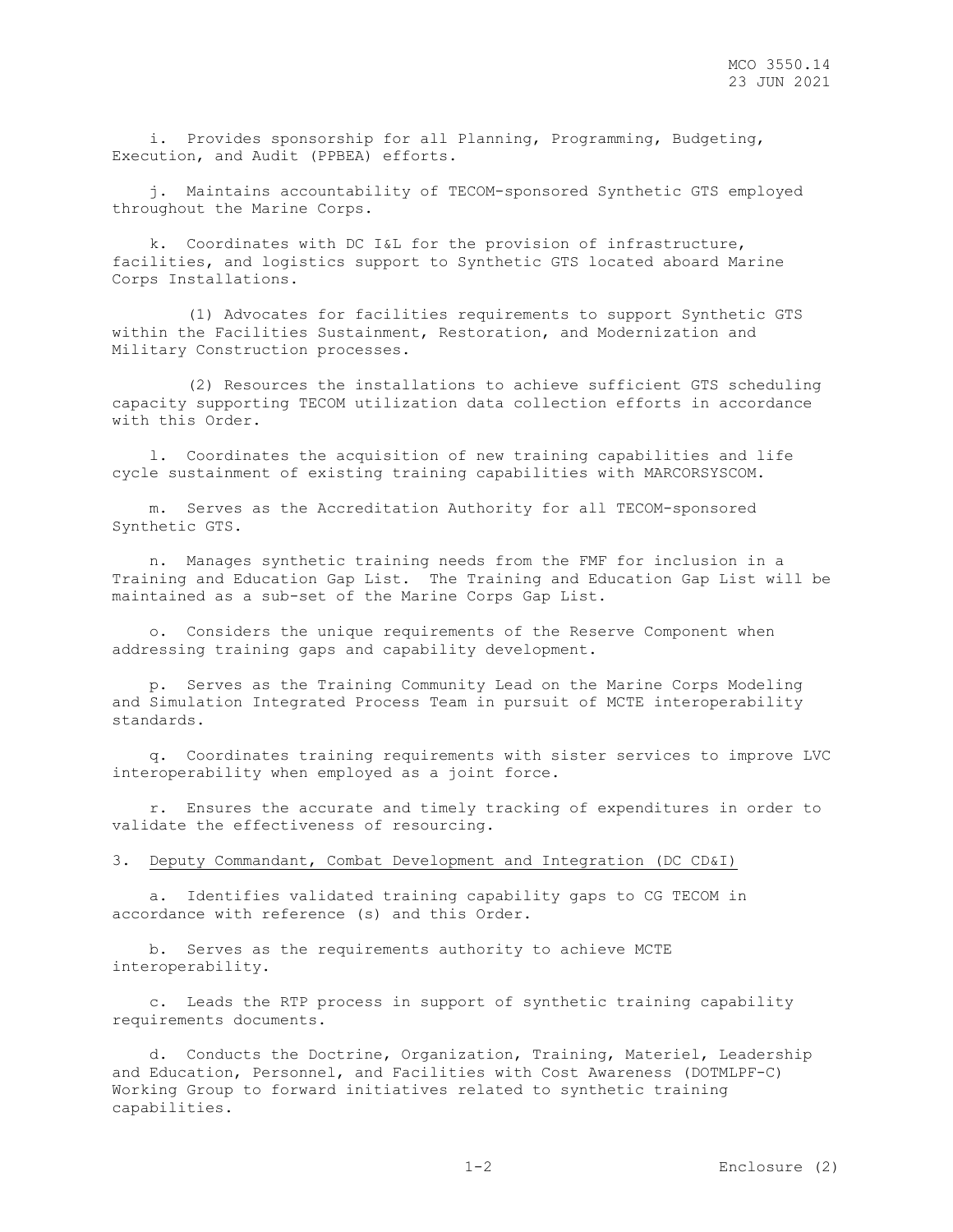i. Provides sponsorship for all Planning, Programming, Budgeting, Execution, and Audit (PPBEA) efforts.

j. Maintains accountability of TECOM-sponsored Synthetic GTS employed throughout the Marine Corps.

k. Coordinates with DC I&L for the provision of infrastructure, facilities, and logistics support to Synthetic GTS located aboard Marine Corps Installations.

(1) Advocates for facilities requirements to support Synthetic GTS within the Facilities Sustainment, Restoration, and Modernization and Military Construction processes.

(2) Resources the installations to achieve sufficient GTS scheduling capacity supporting TECOM utilization data collection efforts in accordance with this Order.

l. Coordinates the acquisition of new training capabilities and life cycle sustainment of existing training capabilities with MARCORSYSCOM.

m. Serves as the Accreditation Authority for all TECOM-sponsored Synthetic GTS.

n. Manages synthetic training needs from the FMF for inclusion in a Training and Education Gap List. The Training and Education Gap List will be maintained as a sub-set of the Marine Corps Gap List.

o. Considers the unique requirements of the Reserve Component when addressing training gaps and capability development.

p. Serves as the Training Community Lead on the Marine Corps Modeling and Simulation Integrated Process Team in pursuit of MCTE interoperability standards.

q. Coordinates training requirements with sister services to improve LVC interoperability when employed as a joint force.

r. Ensures the accurate and timely tracking of expenditures in order to validate the effectiveness of resourcing.

3. Deputy Commandant, Combat Development and Integration (DC CD&I)

a. Identifies validated training capability gaps to CG TECOM in accordance with reference (s) and this Order.

b. Serves as the requirements authority to achieve MCTE interoperability.

c. Leads the RTP process in support of synthetic training capability requirements documents.

d. Conducts the Doctrine, Organization, Training, Materiel, Leadership and Education, Personnel, and Facilities with Cost Awareness (DOTMLPF-C) Working Group to forward initiatives related to synthetic training capabilities.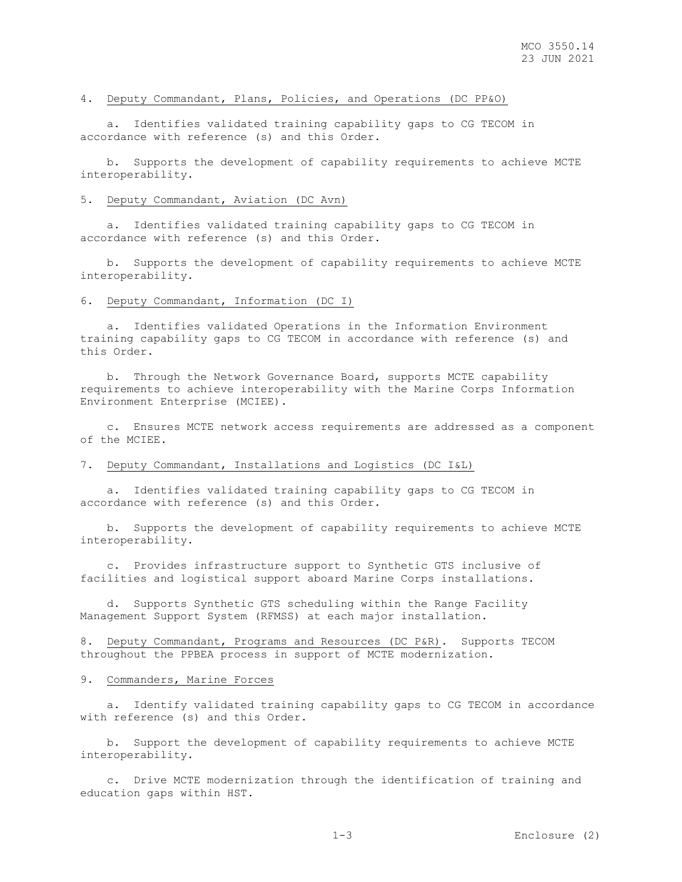4. Deputy Commandant, Plans, Policies, and Operations (DC PP&O)

a. Identifies validated training capability gaps to CG TECOM in accordance with reference (s) and this Order.

b. Supports the development of capability requirements to achieve MCTE interoperability.

5. Deputy Commandant, Aviation (DC Avn)

a. Identifies validated training capability gaps to CG TECOM in accordance with reference (s) and this Order.

b. Supports the development of capability requirements to achieve MCTE interoperability.

6. Deputy Commandant, Information (DC I)

a. Identifies validated Operations in the Information Environment training capability gaps to CG TECOM in accordance with reference (s) and this Order.

b. Through the Network Governance Board, supports MCTE capability requirements to achieve interoperability with the Marine Corps Information Environment Enterprise (MCIEE).

c. Ensures MCTE network access requirements are addressed as a component of the MCIEE.

7. Deputy Commandant, Installations and Logistics (DC I&L)

a. Identifies validated training capability gaps to CG TECOM in accordance with reference (s) and this Order.

b. Supports the development of capability requirements to achieve MCTE interoperability.

c. Provides infrastructure support to Synthetic GTS inclusive of facilities and logistical support aboard Marine Corps installations.

d. Supports Synthetic GTS scheduling within the Range Facility Management Support System (RFMSS) at each major installation.

8. Deputy Commandant, Programs and Resources (DC P&R). Supports TECOM throughout the PPBEA process in support of MCTE modernization.

9. Commanders, Marine Forces

a. Identify validated training capability gaps to CG TECOM in accordance with reference (s) and this Order.

b. Support the development of capability requirements to achieve MCTE interoperability.

c. Drive MCTE modernization through the identification of training and education gaps within HST.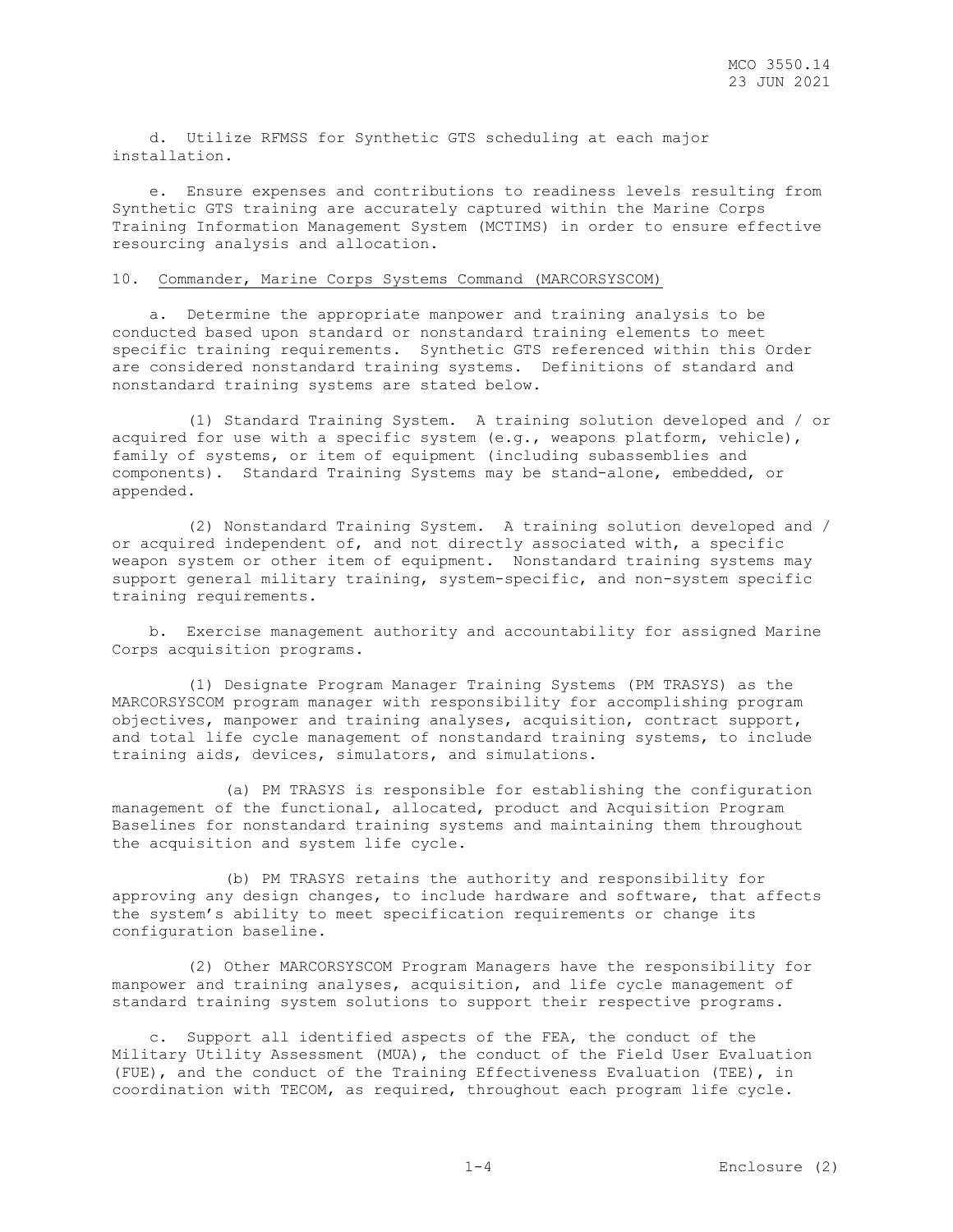d. Utilize RFMSS for Synthetic GTS scheduling at each major installation.

e. Ensure expenses and contributions to readiness levels resulting from Synthetic GTS training are accurately captured within the Marine Corps Training Information Management System (MCTIMS) in order to ensure effective resourcing analysis and allocation.

10. Commander, Marine Corps Systems Command (MARCORSYSCOM)

a. Determine the appropriate manpower and training analysis to be conducted based upon standard or nonstandard training elements to meet specific training requirements. Synthetic GTS referenced within this Order are considered nonstandard training systems. Definitions of standard and nonstandard training systems are stated below.

(1) Standard Training System. A training solution developed and / or acquired for use with a specific system (e.g., weapons platform, vehicle), family of systems, or item of equipment (including subassemblies and components). Standard Training Systems may be stand-alone, embedded, or appended.

(2) Nonstandard Training System. A training solution developed and / or acquired independent of, and not directly associated with, a specific weapon system or other item of equipment. Nonstandard training systems may support general military training, system-specific, and non-system specific training requirements.

b. Exercise management authority and accountability for assigned Marine Corps acquisition programs.

(1) Designate Program Manager Training Systems (PM TRASYS) as the MARCORSYSCOM program manager with responsibility for accomplishing program objectives, manpower and training analyses, acquisition, contract support, and total life cycle management of nonstandard training systems, to include training aids, devices, simulators, and simulations.

(a) PM TRASYS is responsible for establishing the configuration management of the functional, allocated, product and Acquisition Program Baselines for nonstandard training systems and maintaining them throughout the acquisition and system life cycle.

(b) PM TRASYS retains the authority and responsibility for approving any design changes, to include hardware and software, that affects the system's ability to meet specification requirements or change its configuration baseline.

(2) Other MARCORSYSCOM Program Managers have the responsibility for manpower and training analyses, acquisition, and life cycle management of standard training system solutions to support their respective programs.

c. Support all identified aspects of the FEA, the conduct of the Military Utility Assessment (MUA), the conduct of the Field User Evaluation (FUE), and the conduct of the Training Effectiveness Evaluation (TEE), in coordination with TECOM, as required, throughout each program life cycle.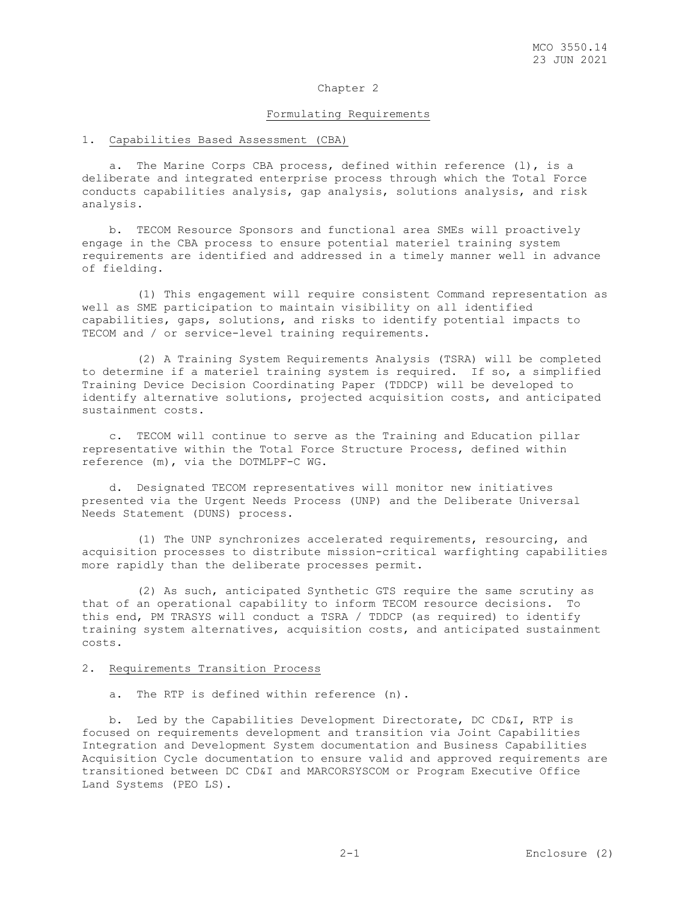## Chapter 2

## Formulating Requirements

1. Capabilities Based Assessment (CBA)

a. The Marine Corps CBA process, defined within reference (l), is a deliberate and integrated enterprise process through which the Total Force conducts capabilities analysis, gap analysis, solutions analysis, and risk analysis.

b. TECOM Resource Sponsors and functional area SMEs will proactively engage in the CBA process to ensure potential materiel training system requirements are identified and addressed in a timely manner well in advance of fielding.

(1) This engagement will require consistent Command representation as well as SME participation to maintain visibility on all identified capabilities, gaps, solutions, and risks to identify potential impacts to TECOM and / or service-level training requirements.

(2) A Training System Requirements Analysis (TSRA) will be completed to determine if a materiel training system is required. If so, a simplified Training Device Decision Coordinating Paper (TDDCP) will be developed to identify alternative solutions, projected acquisition costs, and anticipated sustainment costs.

c. TECOM will continue to serve as the Training and Education pillar representative within the Total Force Structure Process, defined within reference (m), via the DOTMLPF-C WG.

d. Designated TECOM representatives will monitor new initiatives presented via the Urgent Needs Process (UNP) and the Deliberate Universal Needs Statement (DUNS) process.

(1) The UNP synchronizes accelerated requirements, resourcing, and acquisition processes to distribute mission-critical warfighting capabilities more rapidly than the deliberate processes permit.

(2) As such, anticipated Synthetic GTS require the same scrutiny as that of an operational capability to inform TECOM resource decisions. To this end, PM TRASYS will conduct a TSRA / TDDCP (as required) to identify training system alternatives, acquisition costs, and anticipated sustainment costs.

2. Requirements Transition Process

a. The RTP is defined within reference (n).

b. Led by the Capabilities Development Directorate, DC CD&I, RTP is focused on requirements development and transition via Joint Capabilities Integration and Development System documentation and Business Capabilities Acquisition Cycle documentation to ensure valid and approved requirements are transitioned between DC CD&I and MARCORSYSCOM or Program Executive Office Land Systems (PEO LS).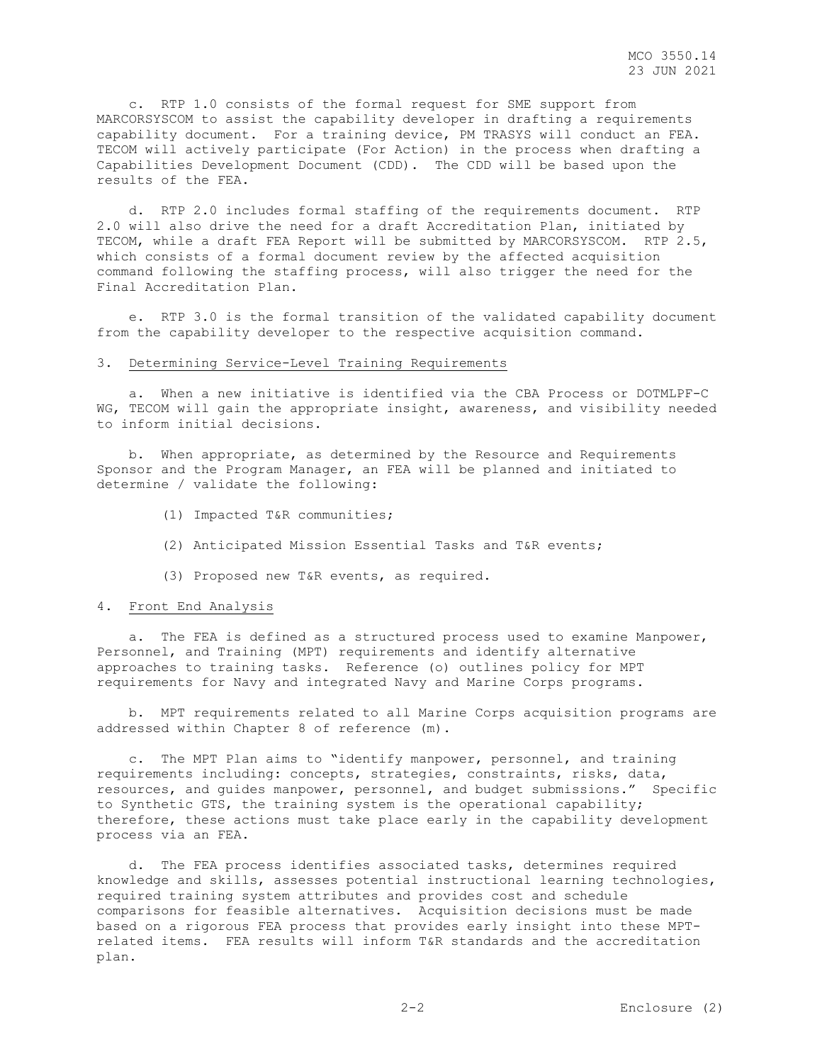c. RTP 1.0 consists of the formal request for SME support from MARCORSYSCOM to assist the capability developer in drafting a requirements capability document. For a training device, PM TRASYS will conduct an FEA. TECOM will actively participate (For Action) in the process when drafting a Capabilities Development Document (CDD). The CDD will be based upon the results of the FEA.

d. RTP 2.0 includes formal staffing of the requirements document. RTP 2.0 will also drive the need for a draft Accreditation Plan, initiated by TECOM, while a draft FEA Report will be submitted by MARCORSYSCOM. RTP 2.5, which consists of a formal document review by the affected acquisition command following the staffing process, will also trigger the need for the Final Accreditation Plan.

e. RTP 3.0 is the formal transition of the validated capability document from the capability developer to the respective acquisition command.

3. Determining Service-Level Training Requirements

a. When a new initiative is identified via the CBA Process or DOTMLPF-C WG, TECOM will gain the appropriate insight, awareness, and visibility needed to inform initial decisions.

b. When appropriate, as determined by the Resource and Requirements Sponsor and the Program Manager, an FEA will be planned and initiated to determine / validate the following:

(1) Impacted T&R communities;

(2) Anticipated Mission Essential Tasks and T&R events;

(3) Proposed new T&R events, as required.

4. Front End Analysis

a. The FEA is defined as a structured process used to examine Manpower, Personnel, and Training (MPT) requirements and identify alternative approaches to training tasks. Reference (o) outlines policy for MPT requirements for Navy and integrated Navy and Marine Corps programs.

b. MPT requirements related to all Marine Corps acquisition programs are addressed within Chapter 8 of reference (m).

c. The MPT Plan aims to "identify manpower, personnel, and training requirements including: concepts, strategies, constraints, risks, data, resources, and guides manpower, personnel, and budget submissions." Specific to Synthetic GTS, the training system is the operational capability; therefore, these actions must take place early in the capability development process via an FEA.

d. The FEA process identifies associated tasks, determines required knowledge and skills, assesses potential instructional learning technologies, required training system attributes and provides cost and schedule comparisons for feasible alternatives. Acquisition decisions must be made based on a rigorous FEA process that provides early insight into these MPT-related items. FEA results will inform T&R standards and the accreditation plan.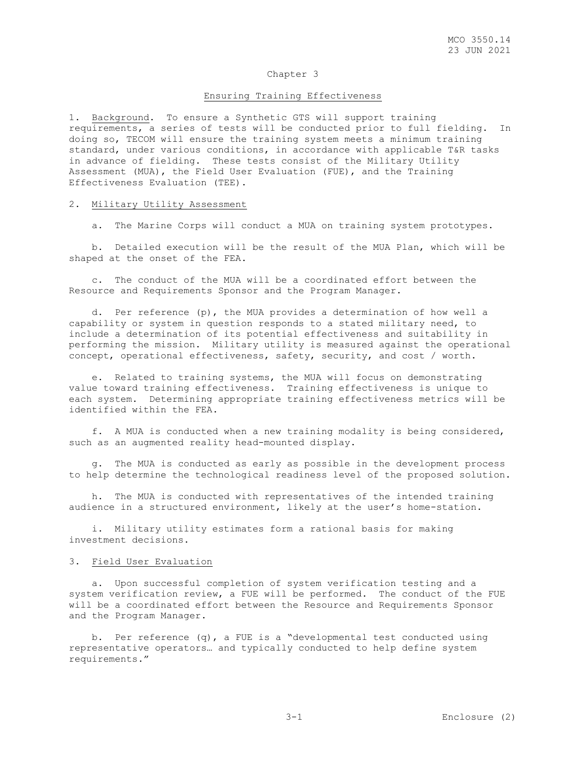## Chapter 3

## Ensuring Training Effectiveness

1. Background. To ensure a Synthetic GTS will support training requirements, a series of tests will be conducted prior to full fielding. In doing so, TECOM will ensure the training system meets a minimum training standard, under various conditions, in accordance with applicable T&R tasks in advance of fielding. These tests consist of the Military Utility Assessment (MUA), the Field User Evaluation (FUE), and the Training Effectiveness Evaluation (TEE).

2. Military Utility Assessment

a. The Marine Corps will conduct a MUA on training system prototypes.

b. Detailed execution will be the result of the MUA Plan, which will be shaped at the onset of the FEA.

c. The conduct of the MUA will be a coordinated effort between the Resource and Requirements Sponsor and the Program Manager.

d. Per reference (p), the MUA provides a determination of how well a capability or system in question responds to a stated military need, to include a determination of its potential effectiveness and suitability in performing the mission. Military utility is measured against the operational concept, operational effectiveness, safety, security, and cost / worth.

e. Related to training systems, the MUA will focus on demonstrating value toward training effectiveness. Training effectiveness is unique to each system. Determining appropriate training effectiveness metrics will be identified within the FEA.

f. A MUA is conducted when a new training modality is being considered, such as an augmented reality head-mounted display.

g. The MUA is conducted as early as possible in the development process to help determine the technological readiness level of the proposed solution.

h. The MUA is conducted with representatives of the intended training audience in a structured environment, likely at the user's home-station.

i. Military utility estimates form a rational basis for making investment decisions.

3. Field User Evaluation

a. Upon successful completion of system verification testing and a system verification review, a FUE will be performed. The conduct of the FUE will be a coordinated effort between the Resource and Requirements Sponsor and the Program Manager.

b. Per reference (q), a FUE is a "developmental test conducted using representative operators… and typically conducted to help define system requirements."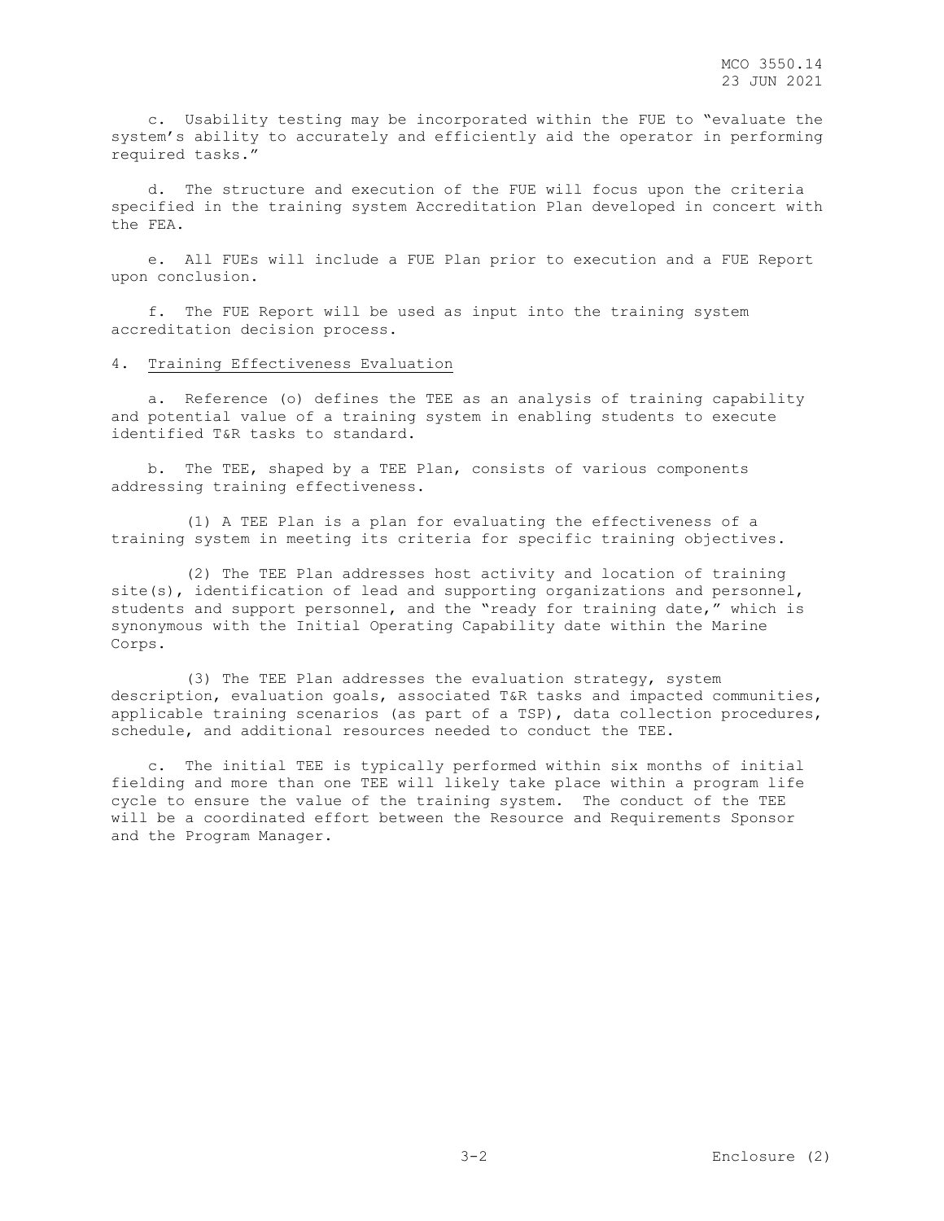c. Usability testing may be incorporated within the FUE to "evaluate the system's ability to accurately and efficiently aid the operator in performing required tasks."

d. The structure and execution of the FUE will focus upon the criteria specified in the training system Accreditation Plan developed in concert with the FEA.

e. All FUEs will include a FUE Plan prior to execution and a FUE Report upon conclusion.

f. The FUE Report will be used as input into the training system accreditation decision process.

4. Training Effectiveness Evaluation

a. Reference (o) defines the TEE as an analysis of training capability and potential value of a training system in enabling students to execute identified T&R tasks to standard.

b. The TEE, shaped by a TEE Plan, consists of various components addressing training effectiveness.

(1) A TEE Plan is a plan for evaluating the effectiveness of a training system in meeting its criteria for specific training objectives.

(2) The TEE Plan addresses host activity and location of training site(s), identification of lead and supporting organizations and personnel, students and support personnel, and the "ready for training date," which is synonymous with the Initial Operating Capability date within the Marine Corps.

(3) The TEE Plan addresses the evaluation strategy, system description, evaluation goals, associated T&R tasks and impacted communities, applicable training scenarios (as part of a TSP), data collection procedures, schedule, and additional resources needed to conduct the TEE.

c. The initial TEE is typically performed within six months of initial fielding and more than one TEE will likely take place within a program life cycle to ensure the value of the training system. The conduct of the TEE will be a coordinated effort between the Resource and Requirements Sponsor and the Program Manager.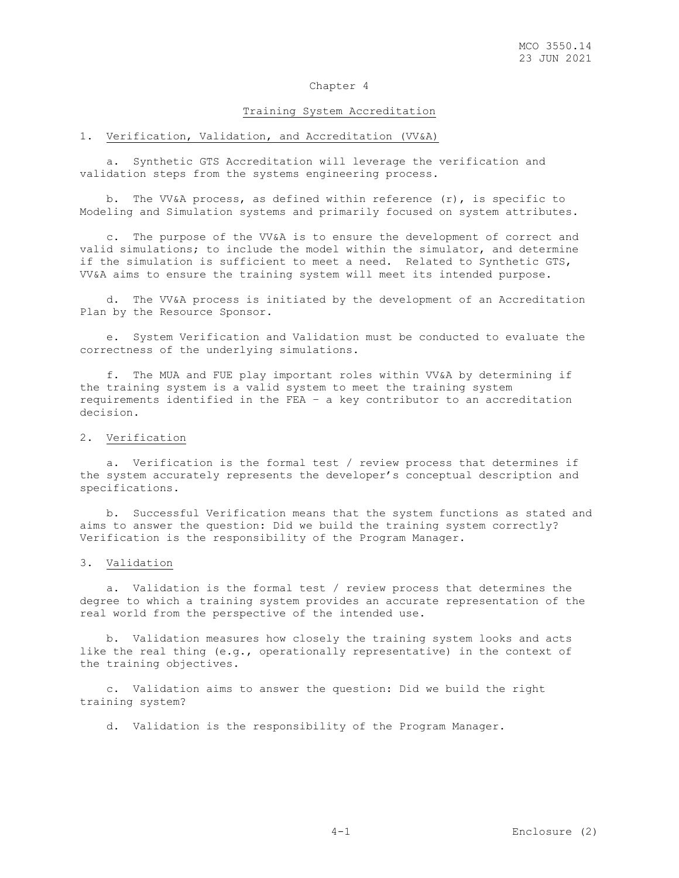# Chapter 4

## Training System Accreditation

1. Verification, Validation, and Accreditation (VV&A)

    a. Synthetic GTS Accreditation will leverage the verification and validation steps from the systems engineering process.

    b. The VV&A process, as defined within reference (r), is specific to Modeling and Simulation systems and primarily focused on system attributes.

    c. The purpose of the VV&A is to ensure the development of correct and valid simulations; to include the model within the simulator, and determine if the simulation is sufficient to meet a need. Related to Synthetic GTS, VV&A aims to ensure the training system will meet its intended purpose.

    d. The VV&A process is initiated by the development of an Accreditation Plan by the Resource Sponsor.

    e. System Verification and Validation must be conducted to evaluate the correctness of the underlying simulations.

    f. The MUA and FUE play important roles within VV&A by determining if the training system is a valid system to meet the training system requirements identified in the FEA – a key contributor to an accreditation decision.

2. Verification

    a. Verification is the formal test / review process that determines if the system accurately represents the developer's conceptual description and specifications.

    b. Successful Verification means that the system functions as stated and aims to answer the question: Did we build the training system correctly? Verification is the responsibility of the Program Manager.

3. Validation

    a. Validation is the formal test / review process that determines the degree to which a training system provides an accurate representation of the real world from the perspective of the intended use.

    b. Validation measures how closely the training system looks and acts like the real thing (e.g., operationally representative) in the context of the training objectives.

    c. Validation aims to answer the question: Did we build the right training system?

    d. Validation is the responsibility of the Program Manager.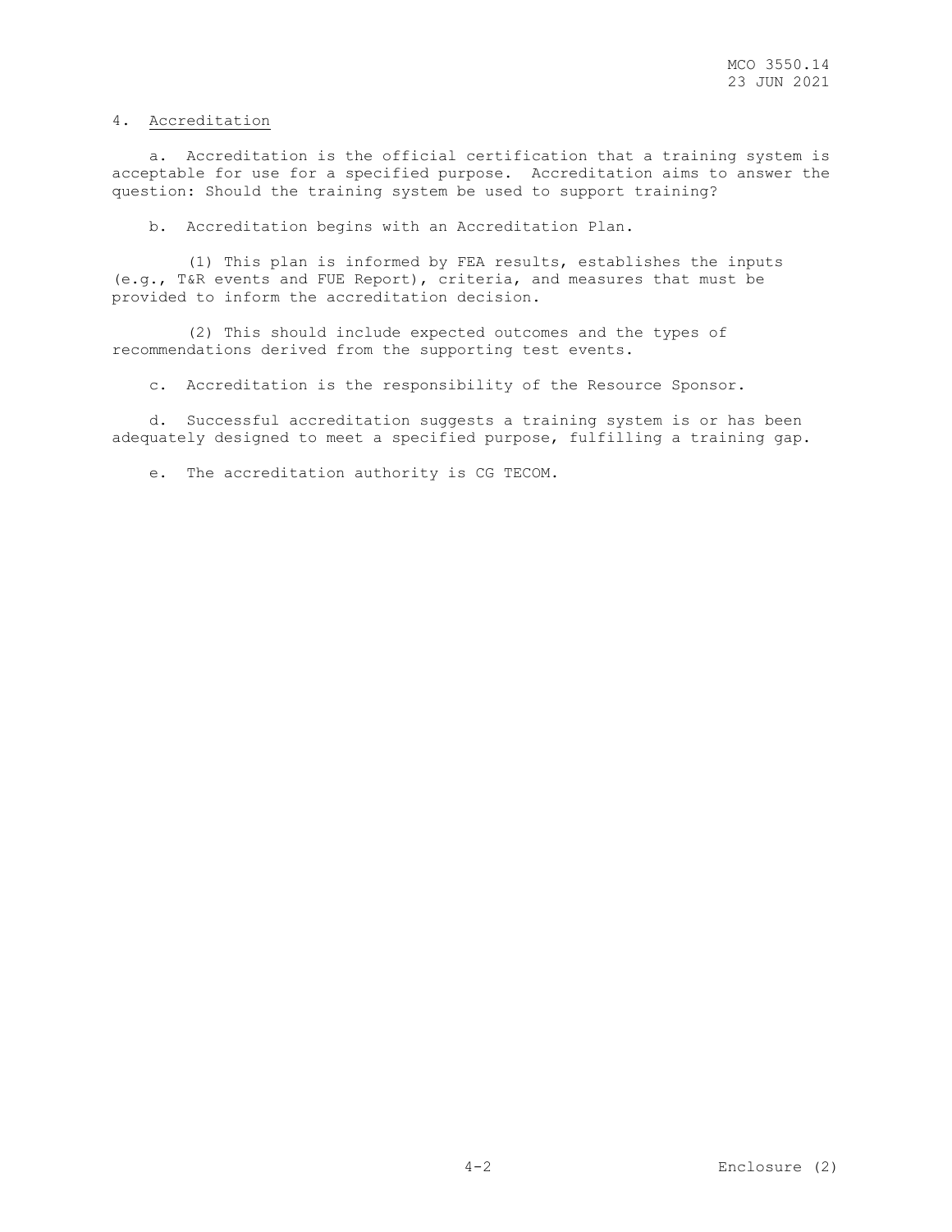4. Accreditation

a. Accreditation is the official certification that a training system is acceptable for use for a specified purpose. Accreditation aims to answer the question: Should the training system be used to support training?

b. Accreditation begins with an Accreditation Plan.

(1) This plan is informed by FEA results, establishes the inputs (e.g., T&R events and FUE Report), criteria, and measures that must be provided to inform the accreditation decision.

(2) This should include expected outcomes and the types of recommendations derived from the supporting test events.

c. Accreditation is the responsibility of the Resource Sponsor.

d. Successful accreditation suggests a training system is or has been adequately designed to meet a specified purpose, fulfilling a training gap.

e. The accreditation authority is CG TECOM.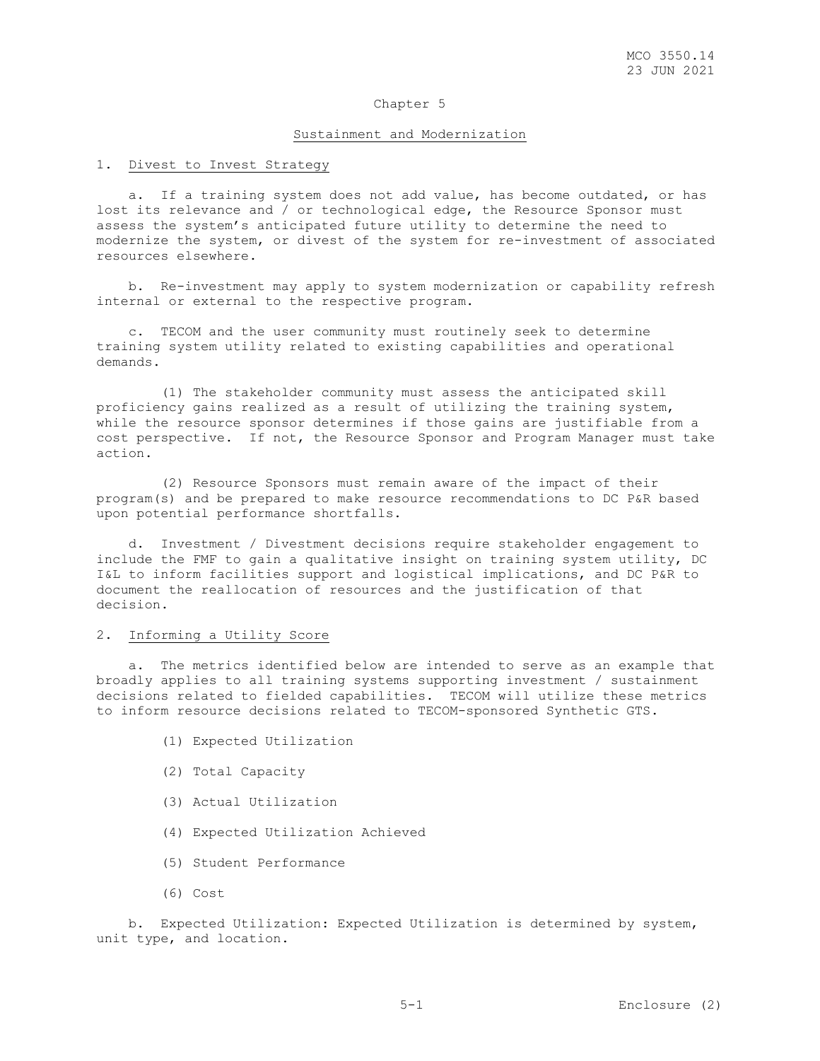## Chapter 5

## Sustainment and Modernization

1. Divest to Invest Strategy

a. If a training system does not add value, has become outdated, or has lost its relevance and / or technological edge, the Resource Sponsor must assess the system's anticipated future utility to determine the need to modernize the system, or divest of the system for re-investment of associated resources elsewhere.

b. Re-investment may apply to system modernization or capability refresh internal or external to the respective program.

c. TECOM and the user community must routinely seek to determine training system utility related to existing capabilities and operational demands.

(1) The stakeholder community must assess the anticipated skill proficiency gains realized as a result of utilizing the training system, while the resource sponsor determines if those gains are justifiable from a cost perspective. If not, the Resource Sponsor and Program Manager must take action.

(2) Resource Sponsors must remain aware of the impact of their program(s) and be prepared to make resource recommendations to DC P&R based upon potential performance shortfalls.

d. Investment / Divestment decisions require stakeholder engagement to include the FMF to gain a qualitative insight on training system utility, DC I&L to inform facilities support and logistical implications, and DC P&R to document the reallocation of resources and the justification of that decision.

2. Informing a Utility Score

a. The metrics identified below are intended to serve as an example that broadly applies to all training systems supporting investment / sustainment decisions related to fielded capabilities. TECOM will utilize these metrics to inform resource decisions related to TECOM-sponsored Synthetic GTS.

(1) Expected Utilization

(2) Total Capacity

(3) Actual Utilization

(4) Expected Utilization Achieved

(5) Student Performance

(6) Cost

b. Expected Utilization: Expected Utilization is determined by system, unit type, and location.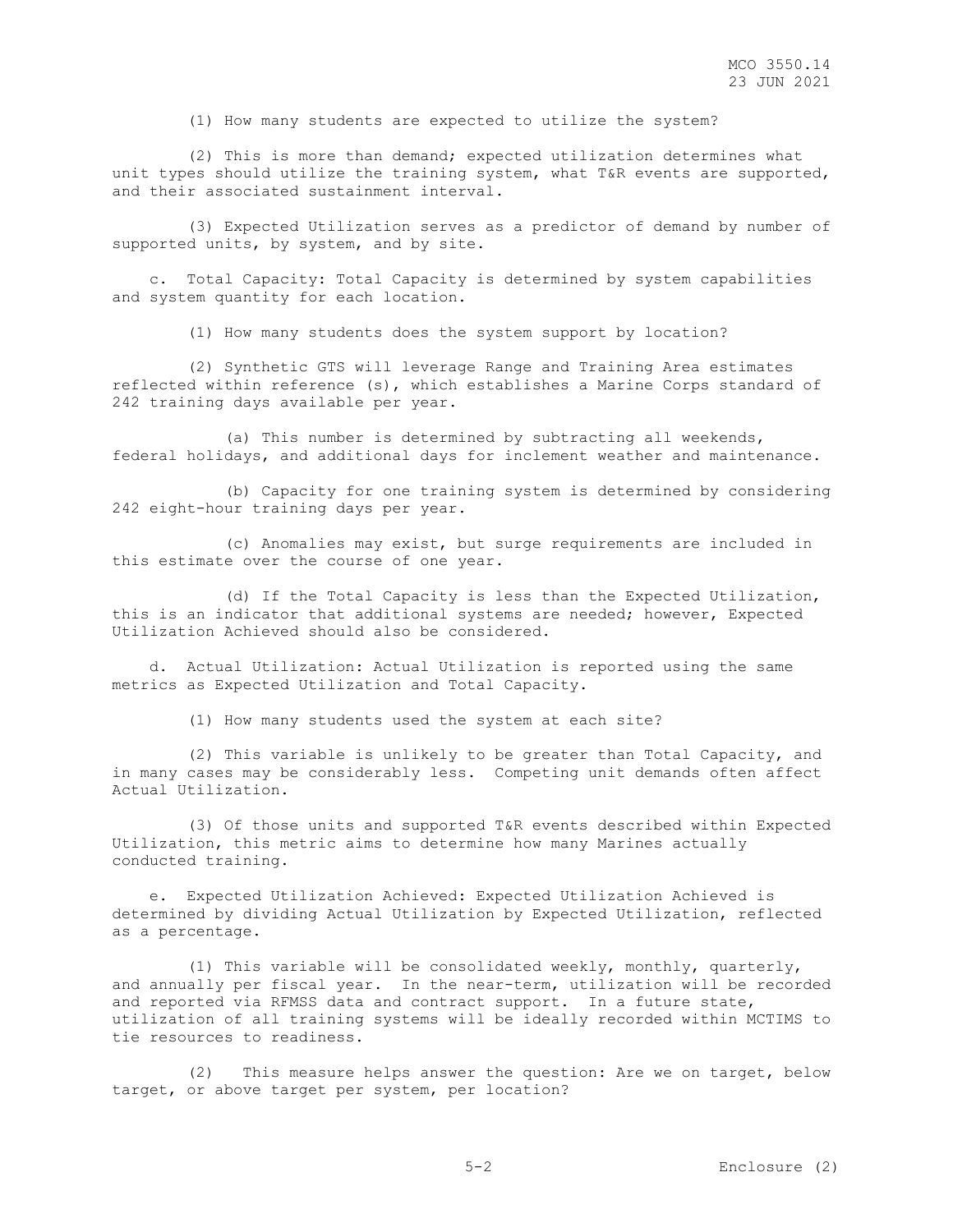(1) How many students are expected to utilize the system?

(2) This is more than demand; expected utilization determines what unit types should utilize the training system, what T&R events are supported, and their associated sustainment interval.

(3) Expected Utilization serves as a predictor of demand by number of supported units, by system, and by site.

c. Total Capacity: Total Capacity is determined by system capabilities and system quantity for each location.

(1) How many students does the system support by location?

(2) Synthetic GTS will leverage Range and Training Area estimates reflected within reference (s), which establishes a Marine Corps standard of 242 training days available per year.

(a) This number is determined by subtracting all weekends, federal holidays, and additional days for inclement weather and maintenance.

(b) Capacity for one training system is determined by considering 242 eight-hour training days per year.

(c) Anomalies may exist, but surge requirements are included in this estimate over the course of one year.

(d) If the Total Capacity is less than the Expected Utilization, this is an indicator that additional systems are needed; however, Expected Utilization Achieved should also be considered.

d. Actual Utilization: Actual Utilization is reported using the same metrics as Expected Utilization and Total Capacity.

(1) How many students used the system at each site?

(2) This variable is unlikely to be greater than Total Capacity, and in many cases may be considerably less. Competing unit demands often affect Actual Utilization.

(3) Of those units and supported T&R events described within Expected Utilization, this metric aims to determine how many Marines actually conducted training.

e. Expected Utilization Achieved: Expected Utilization Achieved is determined by dividing Actual Utilization by Expected Utilization, reflected as a percentage.

(1) This variable will be consolidated weekly, monthly, quarterly, and annually per fiscal year. In the near-term, utilization will be recorded and reported via RFMSS data and contract support. In a future state, utilization of all training systems will be ideally recorded within MCTIMS to tie resources to readiness.

(2) This measure helps answer the question: Are we on target, below target, or above target per system, per location?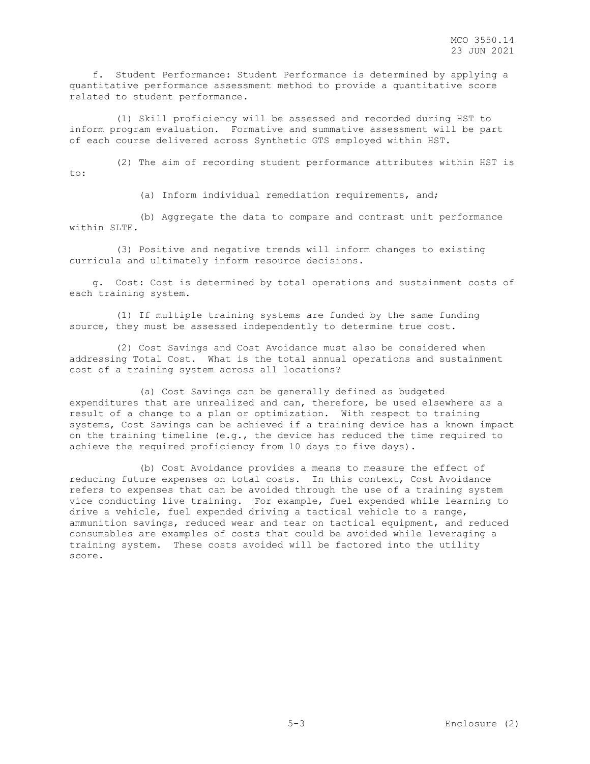f. Student Performance: Student Performance is determined by applying a quantitative performance assessment method to provide a quantitative score related to student performance.

(1) Skill proficiency will be assessed and recorded during HST to inform program evaluation. Formative and summative assessment will be part of each course delivered across Synthetic GTS employed within HST.

(2) The aim of recording student performance attributes within HST is to:

(a) Inform individual remediation requirements, and;

(b) Aggregate the data to compare and contrast unit performance within SLTE.

(3) Positive and negative trends will inform changes to existing curricula and ultimately inform resource decisions.

g. Cost: Cost is determined by total operations and sustainment costs of each training system.

(1) If multiple training systems are funded by the same funding source, they must be assessed independently to determine true cost.

(2) Cost Savings and Cost Avoidance must also be considered when addressing Total Cost. What is the total annual operations and sustainment cost of a training system across all locations?

(a) Cost Savings can be generally defined as budgeted expenditures that are unrealized and can, therefore, be used elsewhere as a result of a change to a plan or optimization. With respect to training systems, Cost Savings can be achieved if a training device has a known impact on the training timeline (e.g., the device has reduced the time required to achieve the required proficiency from 10 days to five days).

(b) Cost Avoidance provides a means to measure the effect of reducing future expenses on total costs. In this context, Cost Avoidance refers to expenses that can be avoided through the use of a training system vice conducting live training. For example, fuel expended while learning to drive a vehicle, fuel expended driving a tactical vehicle to a range, ammunition savings, reduced wear and tear on tactical equipment, and reduced consumables are examples of costs that could be avoided while leveraging a training system. These costs avoided will be factored into the utility score.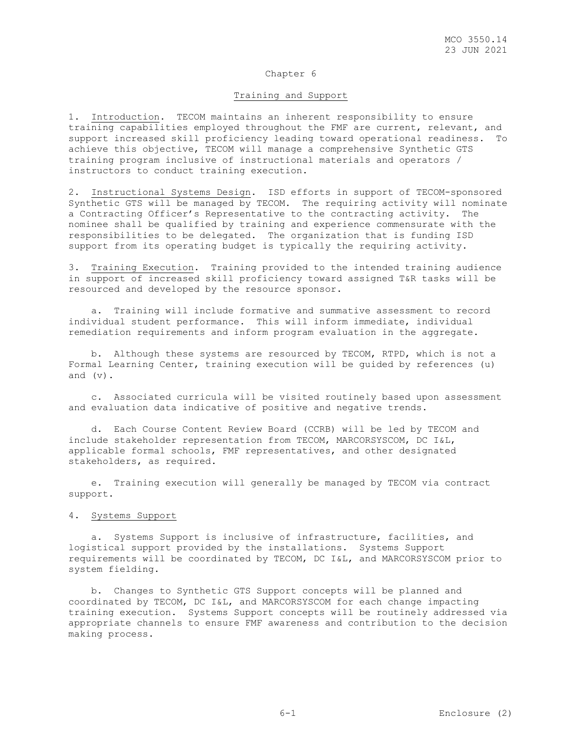# Chapter 6

## Training and Support

1. Introduction. TECOM maintains an inherent responsibility to ensure training capabilities employed throughout the FMF are current, relevant, and support increased skill proficiency leading toward operational readiness. To achieve this objective, TECOM will manage a comprehensive Synthetic GTS training program inclusive of instructional materials and operators / instructors to conduct training execution.

2. Instructional Systems Design. ISD efforts in support of TECOM-sponsored Synthetic GTS will be managed by TECOM. The requiring activity will nominate a Contracting Officer's Representative to the contracting activity. The nominee shall be qualified by training and experience commensurate with the responsibilities to be delegated. The organization that is funding ISD support from its operating budget is typically the requiring activity.

3. Training Execution. Training provided to the intended training audience in support of increased skill proficiency toward assigned T&R tasks will be resourced and developed by the resource sponsor.

    a. Training will include formative and summative assessment to record individual student performance. This will inform immediate, individual remediation requirements and inform program evaluation in the aggregate.

    b. Although these systems are resourced by TECOM, RTPD, which is not a Formal Learning Center, training execution will be guided by references (u) and (v).

    c. Associated curricula will be visited routinely based upon assessment and evaluation data indicative of positive and negative trends.

    d. Each Course Content Review Board (CCRB) will be led by TECOM and include stakeholder representation from TECOM, MARCORSYSCOM, DC I&L, applicable formal schools, FMF representatives, and other designated stakeholders, as required.

    e. Training execution will generally be managed by TECOM via contract support.

4. Systems Support

    a. Systems Support is inclusive of infrastructure, facilities, and logistical support provided by the installations. Systems Support requirements will be coordinated by TECOM, DC I&L, and MARCORSYSCOM prior to system fielding.

    b. Changes to Synthetic GTS Support concepts will be planned and coordinated by TECOM, DC I&L, and MARCORSYSCOM for each change impacting training execution. Systems Support concepts will be routinely addressed via appropriate channels to ensure FMF awareness and contribution to the decision making process.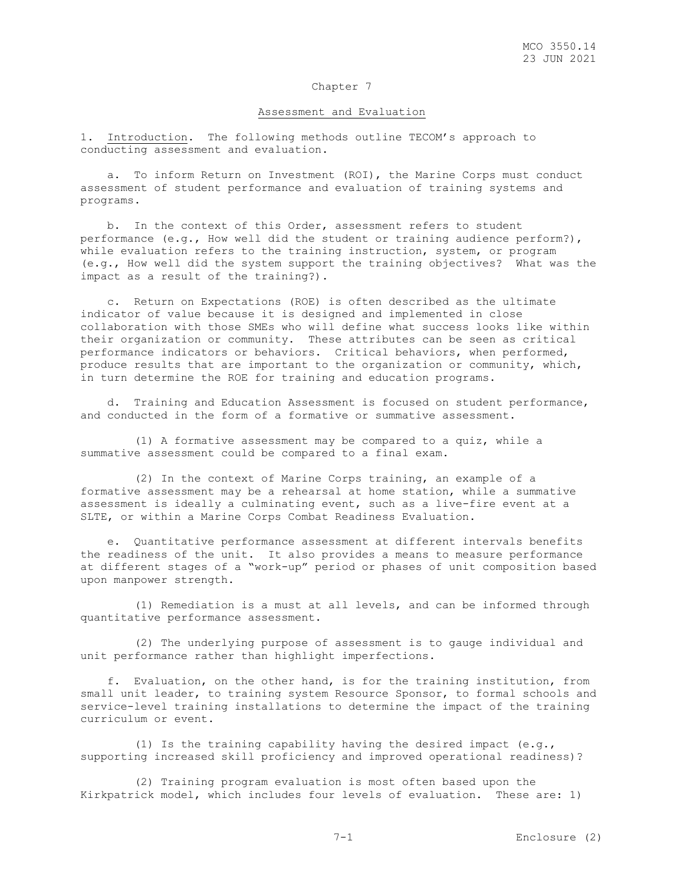## Chapter 7

### Assessment and Evaluation

1. Introduction. The following methods outline TECOM's approach to conducting assessment and evaluation.

a. To inform Return on Investment (ROI), the Marine Corps must conduct assessment of student performance and evaluation of training systems and programs.

b. In the context of this Order, assessment refers to student performance (e.g., How well did the student or training audience perform?), while evaluation refers to the training instruction, system, or program (e.g., How well did the system support the training objectives? What was the impact as a result of the training?).

c. Return on Expectations (ROE) is often described as the ultimate indicator of value because it is designed and implemented in close collaboration with those SMEs who will define what success looks like within their organization or community. These attributes can be seen as critical performance indicators or behaviors. Critical behaviors, when performed, produce results that are important to the organization or community, which, in turn determine the ROE for training and education programs.

d. Training and Education Assessment is focused on student performance, and conducted in the form of a formative or summative assessment.

(1) A formative assessment may be compared to a quiz, while a summative assessment could be compared to a final exam.

(2) In the context of Marine Corps training, an example of a formative assessment may be a rehearsal at home station, while a summative assessment is ideally a culminating event, such as a live-fire event at a SLTE, or within a Marine Corps Combat Readiness Evaluation.

e. Quantitative performance assessment at different intervals benefits the readiness of the unit. It also provides a means to measure performance at different stages of a "work-up" period or phases of unit composition based upon manpower strength.

(1) Remediation is a must at all levels, and can be informed through quantitative performance assessment.

(2) The underlying purpose of assessment is to gauge individual and unit performance rather than highlight imperfections.

f. Evaluation, on the other hand, is for the training institution, from small unit leader, to training system Resource Sponsor, to formal schools and service-level training installations to determine the impact of the training curriculum or event.

(1) Is the training capability having the desired impact (e.g., supporting increased skill proficiency and improved operational readiness)?

(2) Training program evaluation is most often based upon the Kirkpatrick model, which includes four levels of evaluation. These are: 1)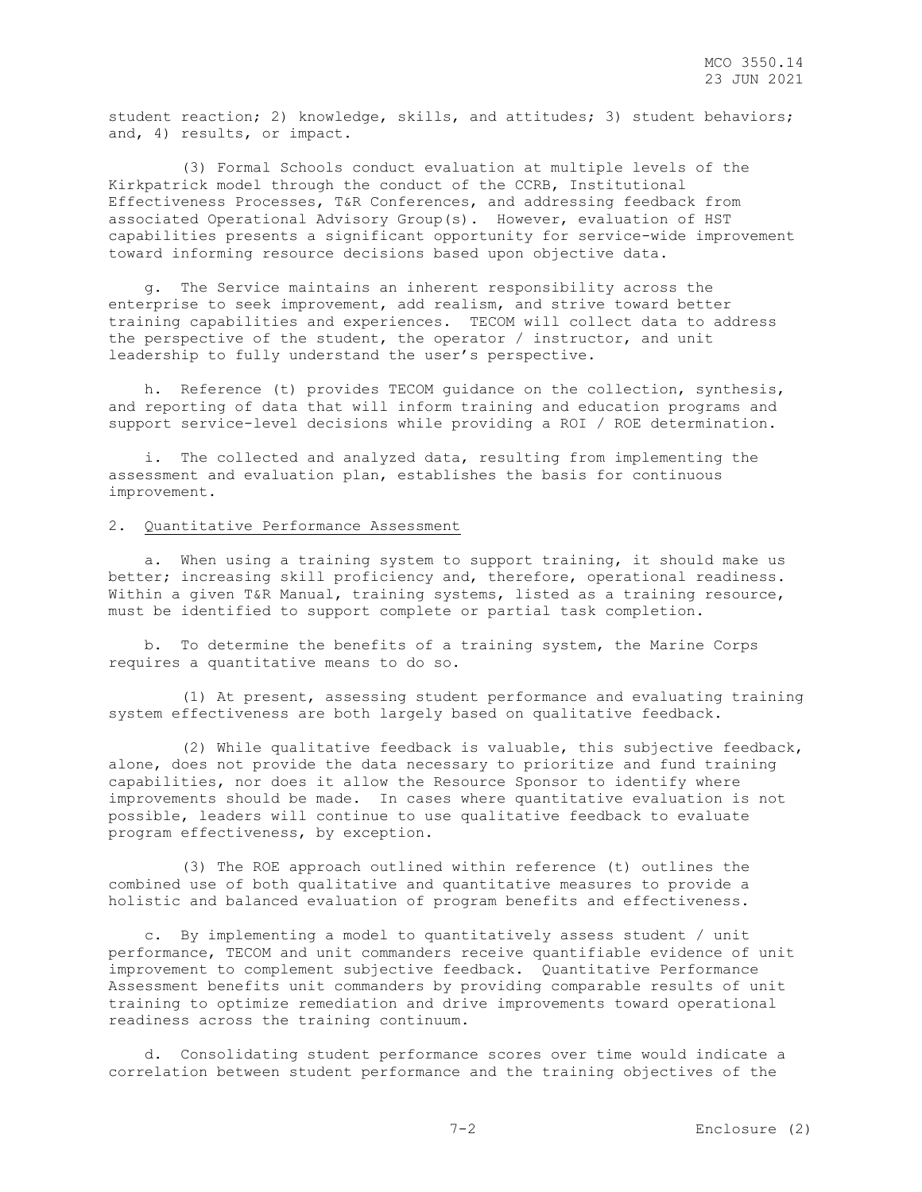student reaction; 1) knowledge, skills, and attitudes; 3) student behaviors; and, 4) results, or impact.

(3) Formal Schools conduct evaluation at multiple levels of the Kirkpatrick model through the conduct of the CCRB, Institutional Effectiveness Processes, T&R Conferences, and addressing feedback from associated Operational Advisory Group(s). However, evaluation of HST capabilities presents a significant opportunity for service-wide improvement toward informing resource decisions based upon objective data.

g. The Service maintains an inherent responsibility across the enterprise to seek improvement, add realism, and strive toward better training capabilities and experiences. TECOM will collect data to address the perspective of the student, the operator / instructor, and unit leadership to fully understand the user's perspective.

h. Reference (t) provides TECOM guidance on the collection, synthesis, and reporting of data that will inform training and education programs and support service-level decisions while providing a ROI / ROE determination.

i. The collected and analyzed data, resulting from implementing the assessment and evaluation plan, establishes the basis for continuous improvement.

2. Quantitative Performance Assessment

a. When using a training system to support training, it should make us better; increasing skill proficiency and, therefore, operational readiness. Within a given T&R Manual, training systems, listed as a training resource, must be identified to support complete or partial task completion.

b. To determine the benefits of a training system, the Marine Corps requires a quantitative means to do so.

(1) At present, assessing student performance and evaluating training system effectiveness are both largely based on qualitative feedback.

(2) While qualitative feedback is valuable, this subjective feedback, alone, does not provide the data necessary to prioritize and fund training capabilities, nor does it allow the Resource Sponsor to identify where improvements should be made. In cases where quantitative evaluation is not possible, leaders will continue to use qualitative feedback to evaluate program effectiveness, by exception.

(3) The ROE approach outlined within reference (t) outlines the combined use of both qualitative and quantitative measures to provide a holistic and balanced evaluation of program benefits and effectiveness.

c. By implementing a model to quantitatively assess student / unit performance, TECOM and unit commanders receive quantifiable evidence of unit improvement to complement subjective feedback. Quantitative Performance Assessment benefits unit commanders by providing comparable results of unit training to optimize remediation and drive improvements toward operational readiness across the training continuum.

d. Consolidating student performance scores over time would indicate a correlation between student performance and the training objectives of the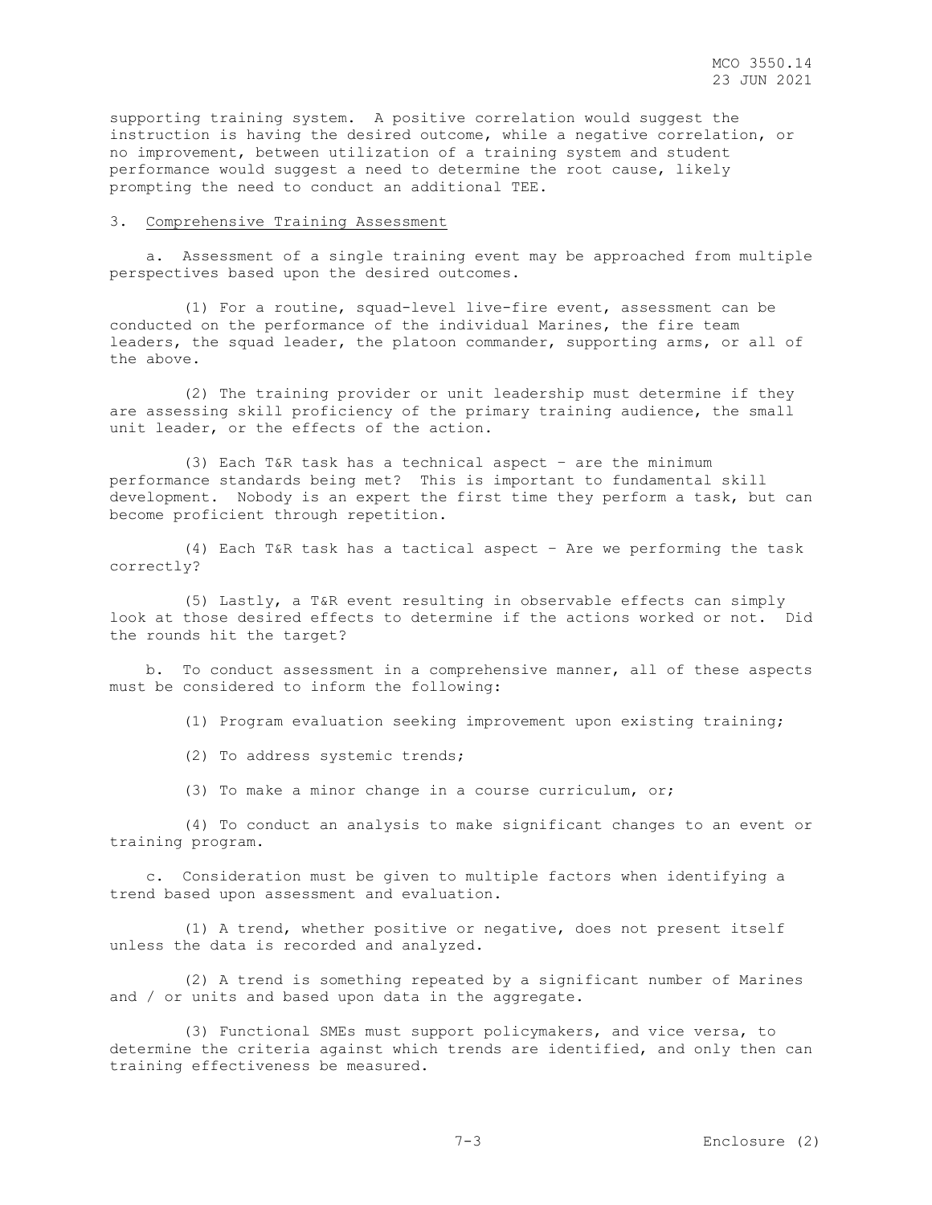supporting training system. A positive correlation would suggest the instruction is having the desired outcome, while a negative correlation, or no improvement, between utilization of a training system and student performance would suggest a need to determine the root cause, likely prompting the need to conduct an additional TEE.

3. Comprehensive Training Assessment

a. Assessment of a single training event may be approached from multiple perspectives based upon the desired outcomes.

(1) For a routine, squad-level live-fire event, assessment can be conducted on the performance of the individual Marines, the fire team leaders, the squad leader, the platoon commander, supporting arms, or all of the above.

(2) The training provider or unit leadership must determine if they are assessing skill proficiency of the primary training audience, the small unit leader, or the effects of the action.

(3) Each T&R task has a technical aspect – are the minimum performance standards being met? This is important to fundamental skill development. Nobody is an expert the first time they perform a task, but can become proficient through repetition.

(4) Each T&R task has a tactical aspect – Are we performing the task correctly?

(5) Lastly, a T&R event resulting in observable effects can simply look at those desired effects to determine if the actions worked or not. Did the rounds hit the target?

b. To conduct assessment in a comprehensive manner, all of these aspects must be considered to inform the following:

(1) Program evaluation seeking improvement upon existing training;

(2) To address systemic trends;

(3) To make a minor change in a course curriculum, or;

(4) To conduct an analysis to make significant changes to an event or training program.

c. Consideration must be given to multiple factors when identifying a trend based upon assessment and evaluation.

(1) A trend, whether positive or negative, does not present itself unless the data is recorded and analyzed.

(2) A trend is something repeated by a significant number of Marines and / or units and based upon data in the aggregate.

(3) Functional SMEs must support policymakers, and vice versa, to determine the criteria against which trends are identified, and only then can training effectiveness be measured.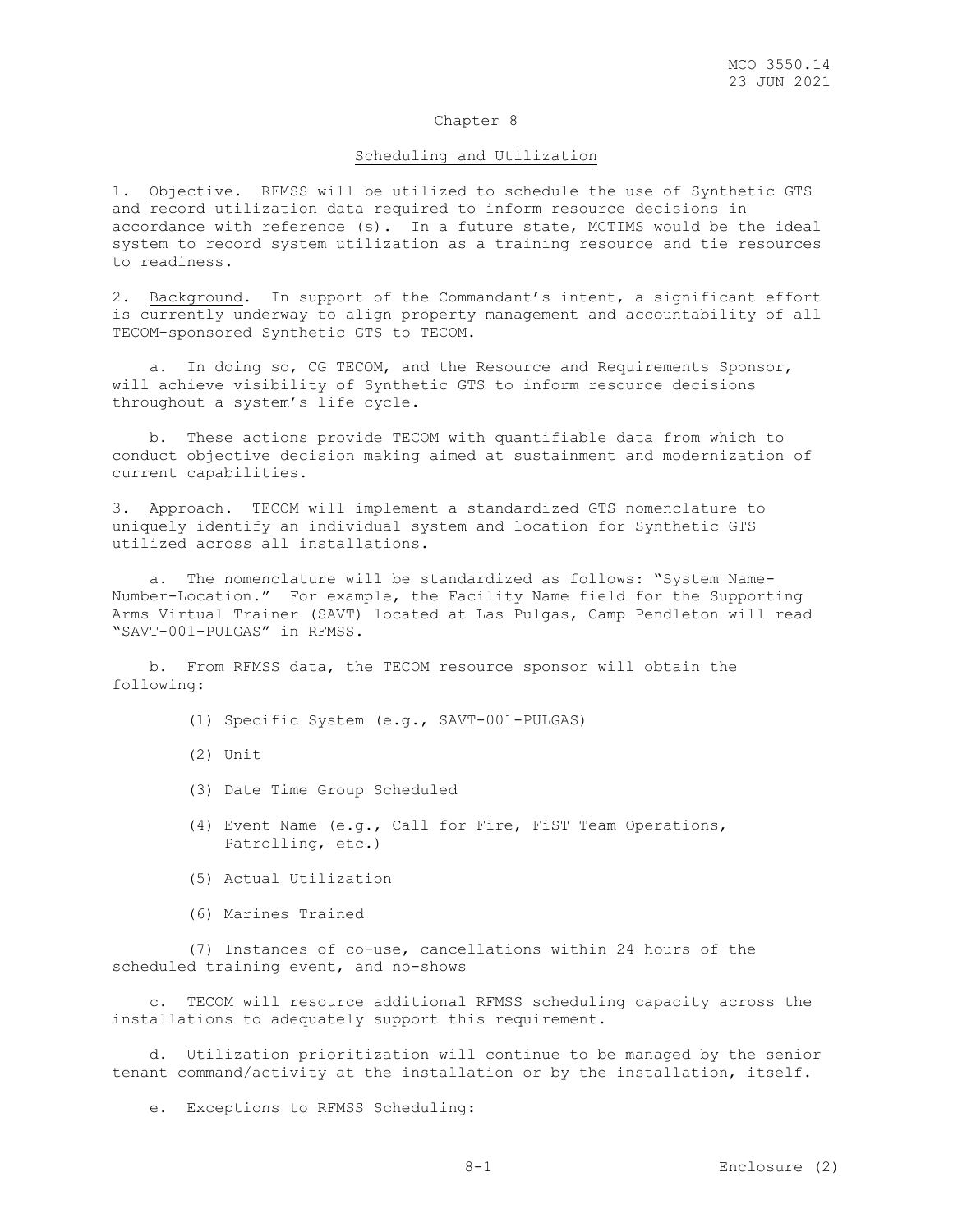## Chapter 8

### Scheduling and Utilization

1. Objective. RFMSS will be utilized to schedule the use of Synthetic GTS and record utilization data required to inform resource decisions in accordance with reference (s). In a future state, MCTIMS would be the ideal system to record system utilization as a training resource and tie resources to readiness.

2. Background. In support of the Commandant's intent, a significant effort is currently underway to align property management and accountability of all TECOM-sponsored Synthetic GTS to TECOM.

   a. In doing so, CG TECOM, and the Resource and Requirements Sponsor, will achieve visibility of Synthetic GTS to inform resource decisions throughout a system's life cycle.

   b. These actions provide TECOM with quantifiable data from which to conduct objective decision making aimed at sustainment and modernization of current capabilities.

3. Approach. TECOM will implement a standardized GTS nomenclature to uniquely identify an individual system and location for Synthetic GTS utilized across all installations.

   a. The nomenclature will be standardized as follows: "System Name-Number-Location." For example, the Facility Name field for the Supporting Arms Virtual Trainer (SAVT) located at Las Pulgas, Camp Pendleton will read "SAVT-001-PULGAS" in RFMSS.

   b. From RFMSS data, the TECOM resource sponsor will obtain the following:

      (1) Specific System (e.g., SAVT-001-PULGAS)

      (2) Unit

      (3) Date Time Group Scheduled

      (4) Event Name (e.g., Call for Fire, FiST Team Operations, Patrolling, etc.)

      (5) Actual Utilization

      (6) Marines Trained

      (7) Instances of co-use, cancellations within 24 hours of the scheduled training event, and no-shows

   c. TECOM will resource additional RFMSS scheduling capacity across the installations to adequately support this requirement.

   d. Utilization prioritization will continue to be managed by the senior tenant command/activity at the installation or by the installation, itself.

   e. Exceptions to RFMSS Scheduling: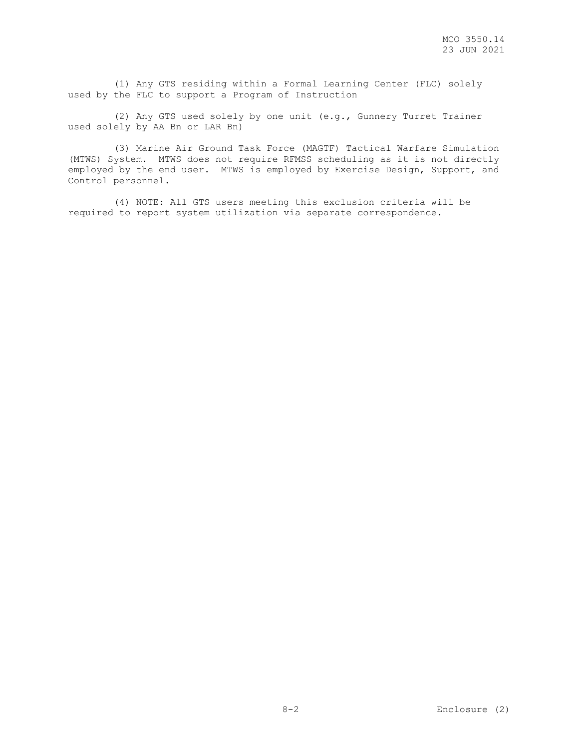(1) Any GTS residing within a Formal Learning Center (FLC) solely used by the FLC to support a Program of Instruction

(2) Any GTS used solely by one unit (e.g., Gunnery Turret Trainer used solely by AA Bn or LAR Bn)

(3) Marine Air Ground Task Force (MAGTF) Tactical Warfare Simulation (MTWS) System. MTWS does not require RFMSS scheduling as it is not directly employed by the end user. MTWS is employed by Exercise Design, Support, and Control personnel.

(4) NOTE: All GTS users meeting this exclusion criteria will be required to report system utilization via separate correspondence.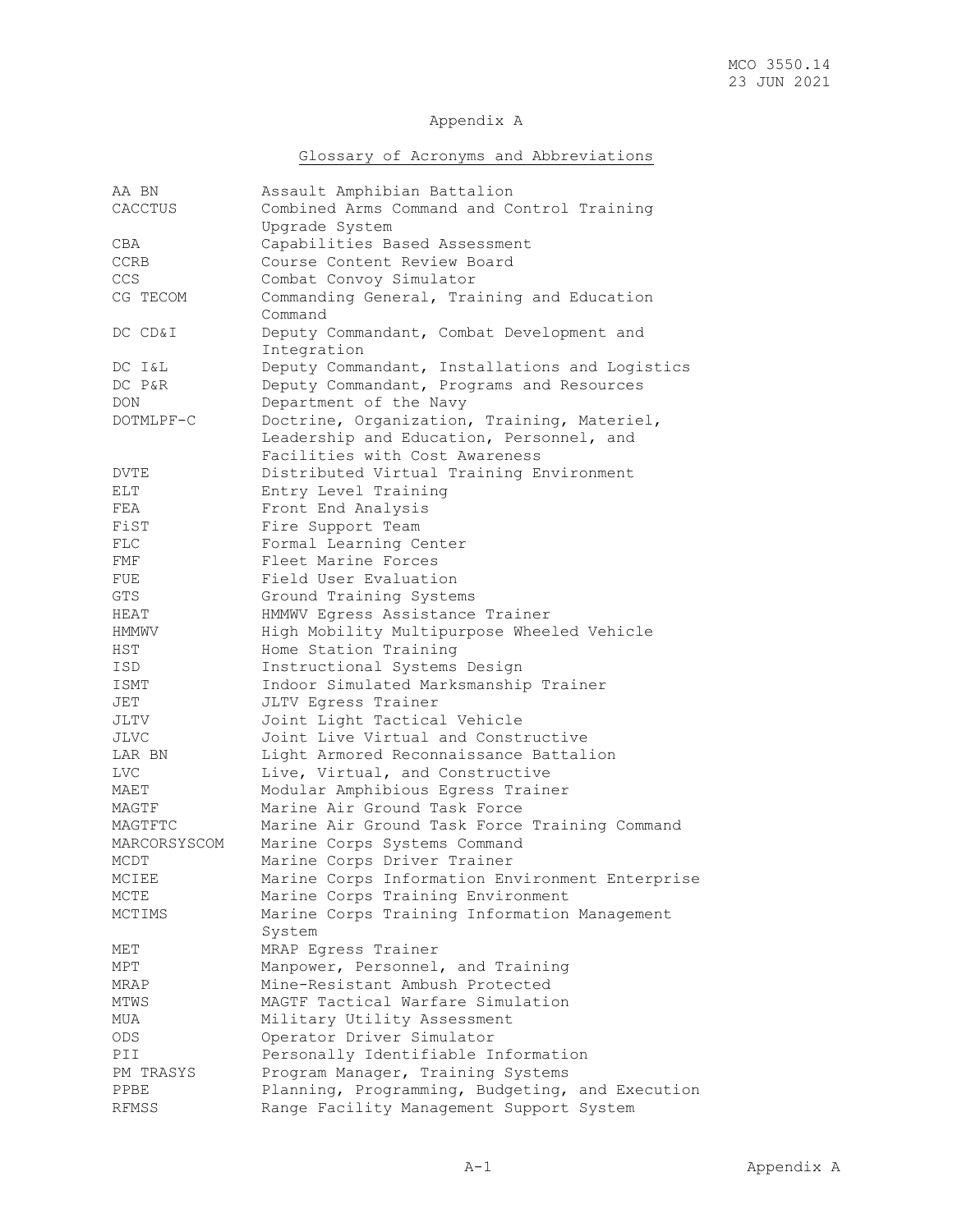# Appendix A

## Glossary of Acronyms and Abbreviations

| | |
|---|---|
| AA BN | Assault Amphibian Battalion |
| CACCTUS | Combined Arms Command and Control Training Upgrade System |
| CBA | Capabilities Based Assessment |
| CCRB | Course Content Review Board |
| CCS | Combat Convoy Simulator |
| CG TECOM | Commanding General, Training and Education Command |
| DC CD&I | Deputy Commandant, Combat Development and Integration |
| DC I&L | Deputy Commandant, Installations and Logistics |
| DC P&R | Deputy Commandant, Programs and Resources |
| DON | Department of the Navy |
| DOTMLPF-C | Doctrine, Organization, Training, Materiel, Leadership and Education, Personnel, and Facilities with Cost Awareness |
| DVTE | Distributed Virtual Training Environment |
| ELT | Entry Level Training |
| FEA | Front End Analysis |
| FiST | Fire Support Team |
| FLC | Formal Learning Center |
| FMF | Fleet Marine Forces |
| FUE | Field User Evaluation |
| GTS | Ground Training Systems |
| HEAT | HMMWV Egress Assistance Trainer |
| HMMWV | High Mobility Multipurpose Wheeled Vehicle |
| HST | Home Station Training |
| ISD | Instructional Systems Design |
| ISMT | Indoor Simulated Marksmanship Trainer |
| JET | JLTV Egress Trainer |
| JLTV | Joint Light Tactical Vehicle |
| JLVC | Joint Live Virtual and Constructive |
| LAR BN | Light Armored Reconnaissance Battalion |
| LVC | Live, Virtual, and Constructive |
| MAET | Modular Amphibious Egress Trainer |
| MAGTF | Marine Air Ground Task Force |
| MAGTFTC | Marine Air Ground Task Force Training Command |
| MARCORSYSCOM | Marine Corps Systems Command |
| MCDT | Marine Corps Driver Trainer |
| MCIEE | Marine Corps Information Environment Enterprise |
| MCTE | Marine Corps Training Environment |
| MCTIMS | Marine Corps Training Information Management System |
| MET | MRAP Egress Trainer |
| MPT | Manpower, Personnel, and Training |
| MRAP | Mine-Resistant Ambush Protected |
| MTWS | MAGTF Tactical Warfare Simulation |
| MUA | Military Utility Assessment |
| ODS | Operator Driver Simulator |
| PII | Personally Identifiable Information |
| PM TRASYS | Program Manager, Training Systems |
| PPBE | Planning, Programming, Budgeting, and Execution |
| RFMSS | Range Facility Management Support System |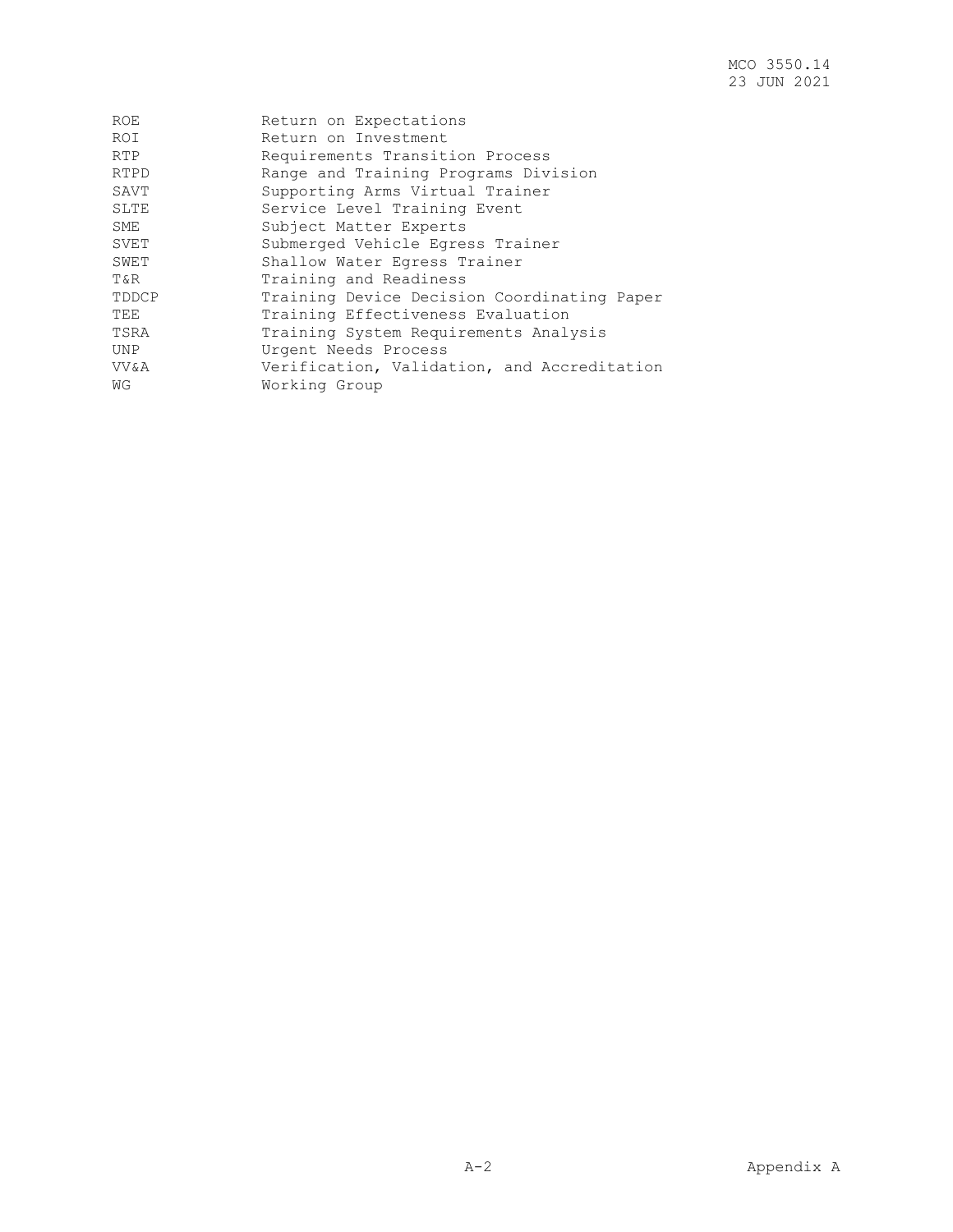| | |
|---|---|
| ROE | Return on Expectations |
| ROI | Return on Investment |
| RTP | Requirements Transition Process |
| RTPD | Range and Training Programs Division |
| SAVT | Supporting Arms Virtual Trainer |
| SLTE | Service Level Training Event |
| SME | Subject Matter Experts |
| SVET | Submerged Vehicle Egress Trainer |
| SWET | Shallow Water Egress Trainer |
| T&R | Training and Readiness |
| TDDCP | Training Device Decision Coordinating Paper |
| TEE | Training Effectiveness Evaluation |
| TSRA | Training System Requirements Analysis |
| UNP | Urgent Needs Process |
| VV&A | Verification, Validation, and Accreditation |
| WG | Working Group |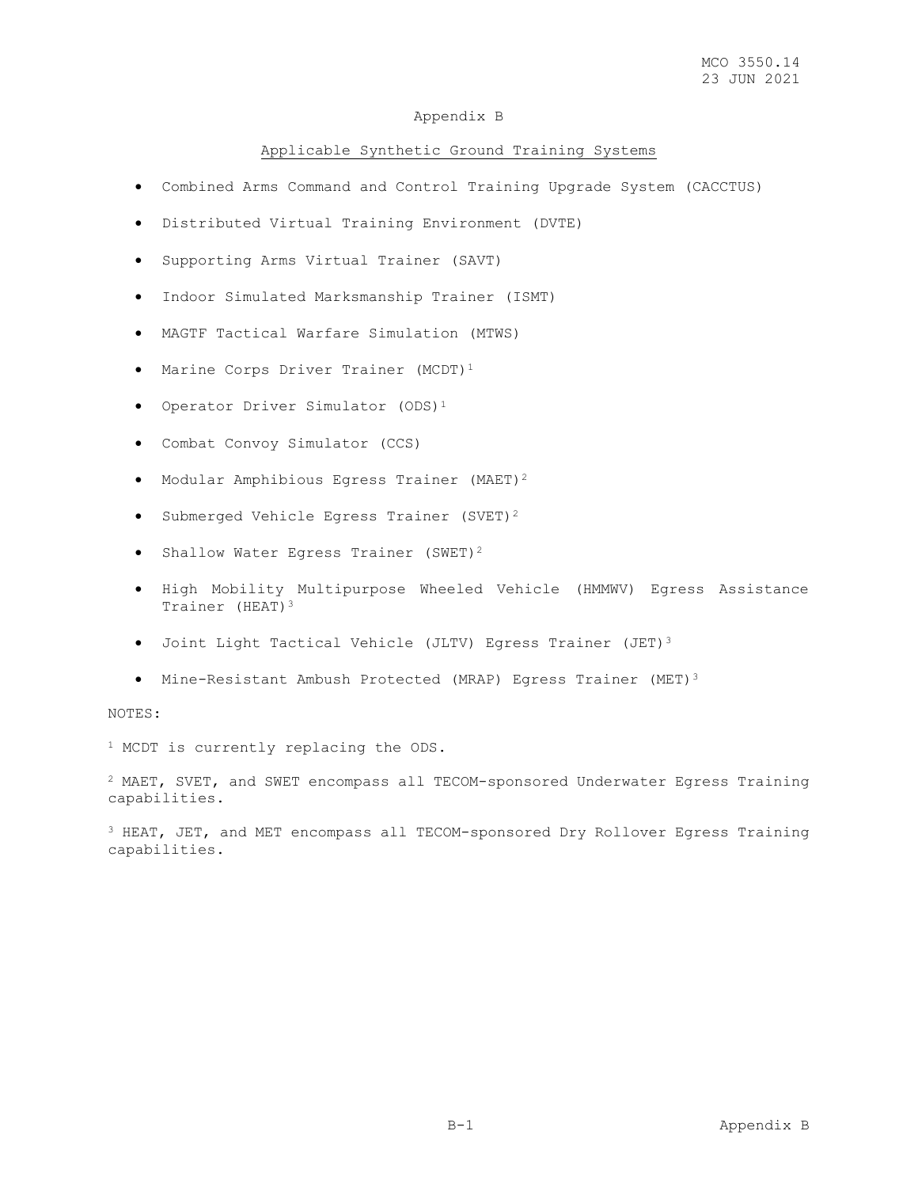# Appendix B

## Applicable Synthetic Ground Training Systems

- Combined Arms Command and Control Training Upgrade System (CACCTUS)
- Distributed Virtual Training Environment (DVTE)
- Supporting Arms Virtual Trainer (SAVT)
- Indoor Simulated Marksmanship Trainer (ISMT)
- MAGTF Tactical Warfare Simulation (MTWS)
- Marine Corps Driver Trainer (MCDT)[1]
- Operator Driver Simulator (ODS)[1]
- Combat Convoy Simulator (CCS)
- Modular Amphibious Egress Trainer (MAET)[2]
- Submerged Vehicle Egress Trainer (SVET)[2]
- Shallow Water Egress Trainer (SWET)[2]
- High Mobility Multipurpose Wheeled Vehicle (HMMWV) Egress Assistance Trainer (HEAT)[3]
- Joint Light Tactical Vehicle (JLTV) Egress Trainer (JET)[3]
- Mine-Resistant Ambush Protected (MRAP) Egress Trainer (MET)[3]

NOTES:

[1] MCDT is currently replacing the ODS.

[2] MAET, SVET, and SWET encompass all TECOM-sponsored Underwater Egress Training capabilities.

[3] HEAT, JET, and MET encompass all TECOM-sponsored Dry Rollover Egress Training capabilities.